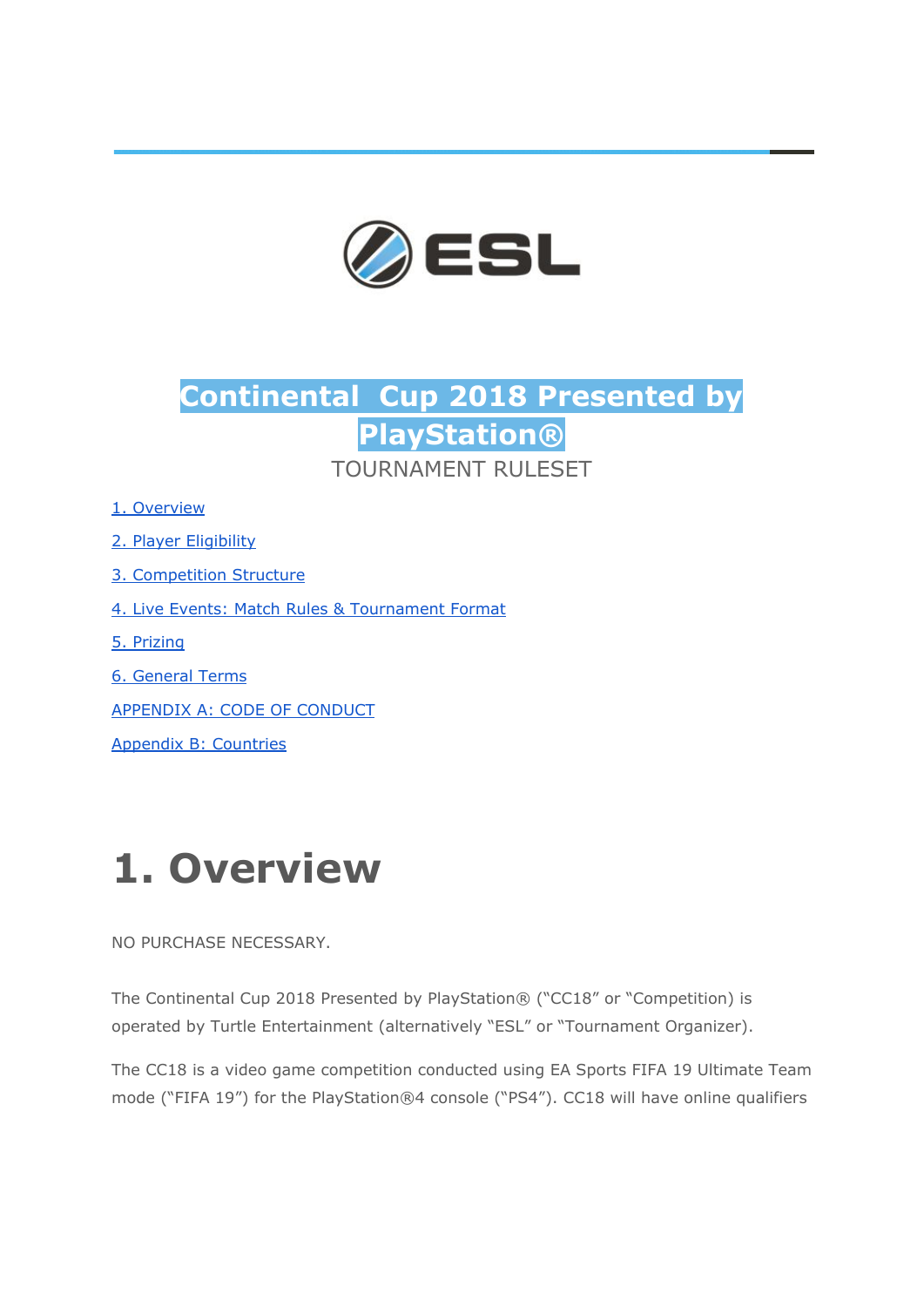# Continental Cup 2018 Presented by PlayStation®

TOURNAMENT RULESET

[1. Overview](#)

[2. Player Eligibility](#)

[3. Competition Structure](#)

[4. Live Events: Match Rules & Tournament Format](#)

[5. Prizing](#)

[6. General Terms](#)

[APPENDIX A: CODE OF CONDUCT](#)

[Appendix B: Countries](#)

# 1. Overview

NO PURCHASE NECESSARY.

The Continental Cup 2018 Presented by PlayStation® ("CC18" or "Competition) is operated by Turtle Entertainment (alternatively "ESL" or "Tournament Organizer).

The CC18 is a video game competition conducted using EA Sports FIFA 19 Ultimate Team mode ("FIFA 19") for the PlayStation®4 console ("PS4"). CC18 will have online qualifiers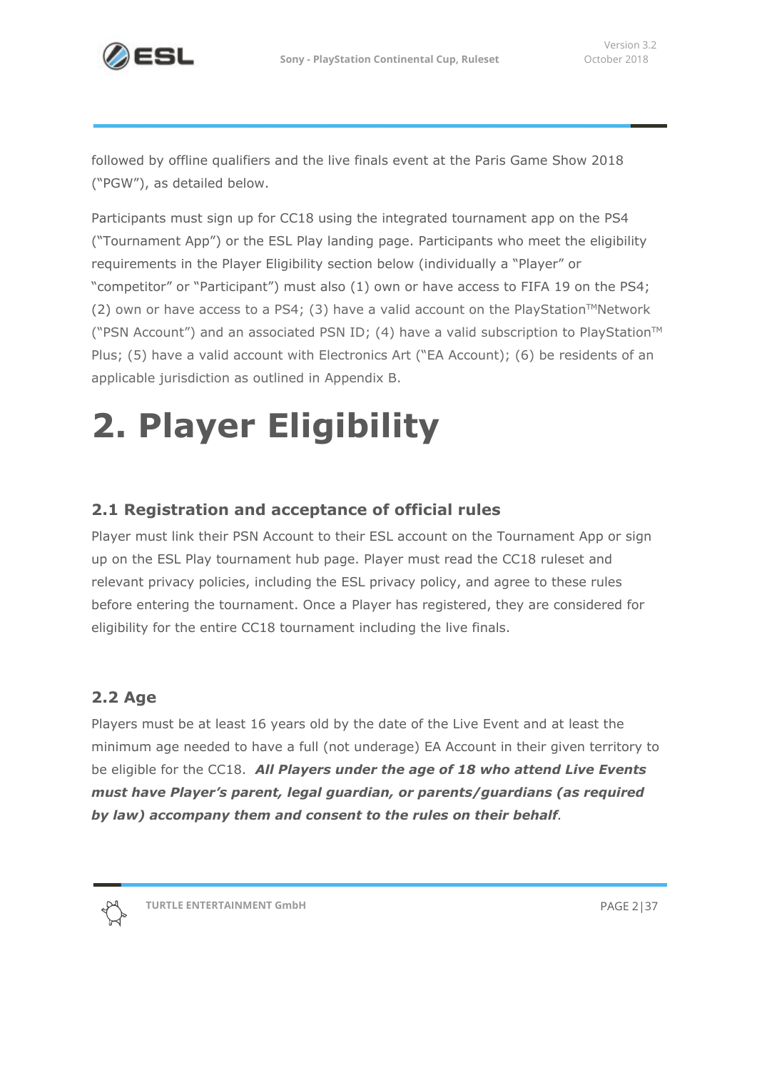followed by offline qualifiers and the live finals event at the Paris Game Show 2018 ("PGW"), as detailed below.

Participants must sign up for CC18 using the integrated tournament app on the PS4 ("Tournament App") or the ESL Play landing page. Participants who meet the eligibility requirements in the Player Eligibility section below (individually a "Player" or "competitor" or "Participant") must also (1) own or have access to FIFA 19 on the PS4; (2) own or have access to a PS4; (3) have a valid account on the PlayStation™Network ("PSN Account") and an associated PSN ID; (4) have a valid subscription to PlayStation™ Plus; (5) have a valid account with Electronics Art ("EA Account); (6) be residents of an applicable jurisdiction as outlined in Appendix B.

# 2. Player Eligibility

## 2.1 Registration and acceptance of official rules

Player must link their PSN Account to their ESL account on the Tournament App or sign up on the ESL Play tournament hub page. Player must read the CC18 ruleset and relevant privacy policies, including the ESL privacy policy, and agree to these rules before entering the tournament. Once a Player has registered, they are considered for eligibility for the entire CC18 tournament including the live finals.

## 2.2 Age

Players must be at least 16 years old by the date of the Live Event and at least the minimum age needed to have a full (not underage) EA Account in their given territory to be eligible for the CC18. ***All Players under the age of 18 who attend Live Events must have Player's parent, legal guardian, or parents/guardians (as required by law) accompany them and consent to the rules on their behalf***.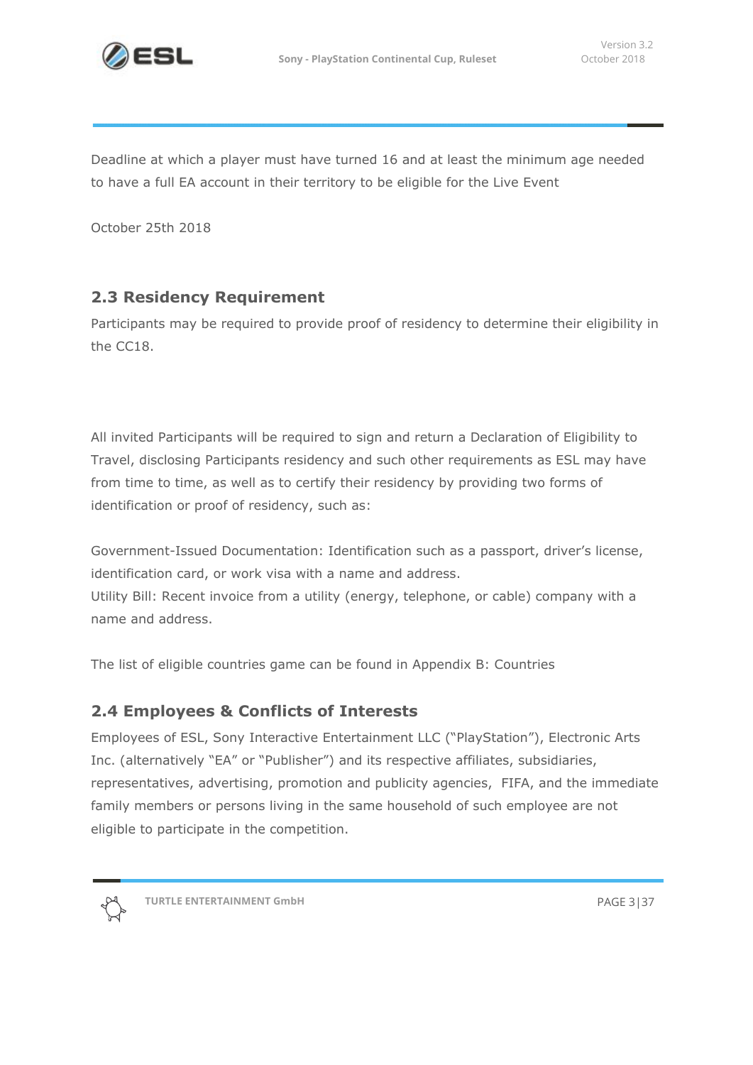Deadline at which a player must have turned 16 and at least the minimum age needed to have a full EA account in their territory to be eligible for the Live Event

October 25th 2018

## 2.3 Residency Requirement

Participants may be required to provide proof of residency to determine their eligibility in the CC18.

All invited Participants will be required to sign and return a Declaration of Eligibility to Travel, disclosing Participants residency and such other requirements as ESL may have from time to time, as well as to certify their residency by providing two forms of identification or proof of residency, such as:

Government-Issued Documentation: Identification such as a passport, driver's license, identification card, or work visa with a name and address.
Utility Bill: Recent invoice from a utility (energy, telephone, or cable) company with a name and address.

The list of eligible countries game can be found in Appendix B: Countries

## 2.4 Employees & Conflicts of Interests

Employees of ESL, Sony Interactive Entertainment LLC ("PlayStation"), Electronic Arts Inc. (alternatively "EA" or "Publisher") and its respective affiliates, subsidiaries, representatives, advertising, promotion and publicity agencies, FIFA, and the immediate family members or persons living in the same household of such employee are not eligible to participate in the competition.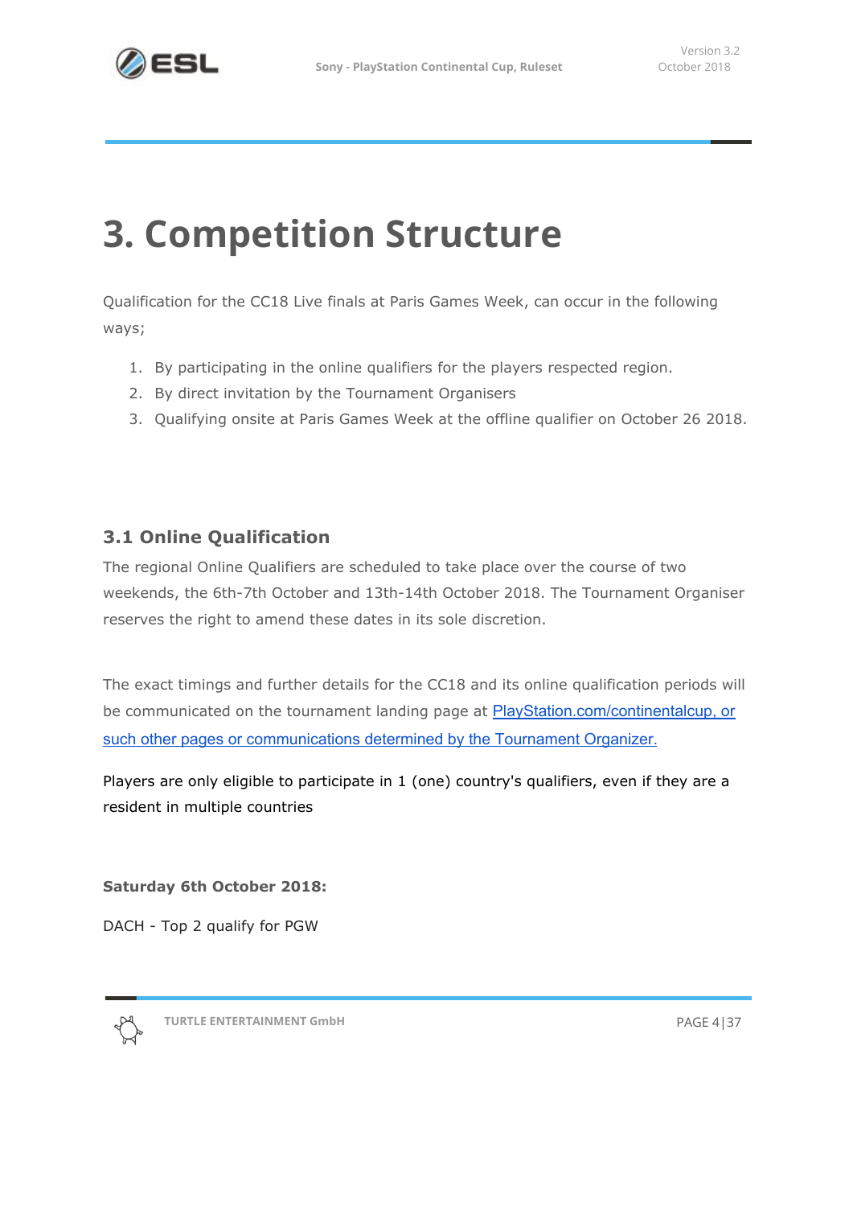# 3. Competition Structure

Qualification for the CC18 Live finals at Paris Games Week, can occur in the following ways;

1. By participating in the online qualifiers for the players respected region.
2. By direct invitation by the Tournament Organisers
3. Qualifying onsite at Paris Games Week at the offline qualifier on October 26 2018.

## 3.1 Online Qualification

The regional Online Qualifiers are scheduled to take place over the course of two weekends, the 6th-7th October and 13th-14th October 2018. The Tournament Organiser reserves the right to amend these dates in its sole discretion.

The exact timings and further details for the CC18 and its online qualification periods will be communicated on the tournament landing page at PlayStation.com/continentalcup, or such other pages or communications determined by the Tournament Organizer.

Players are only eligible to participate in 1 (one) country's qualifiers, even if they are a resident in multiple countries

**Saturday 6th October 2018:**

DACH - Top 2 qualify for PGW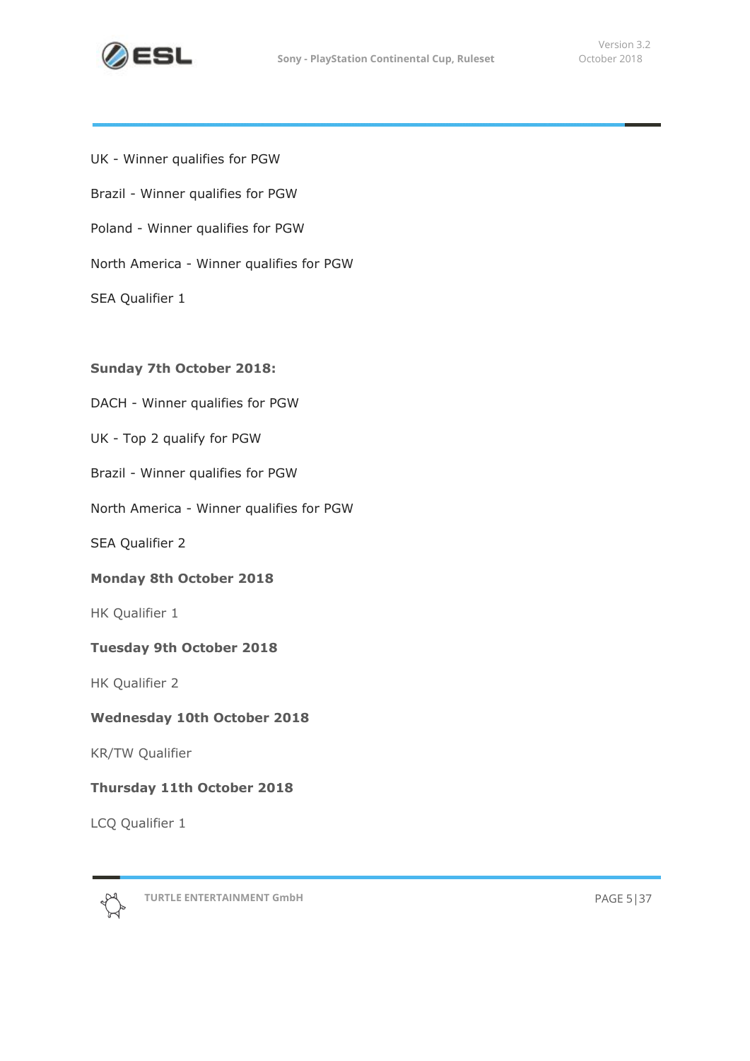UK - Winner qualifies for PGW

Brazil - Winner qualifies for PGW

Poland - Winner qualifies for PGW

North America - Winner qualifies for PGW

SEA Qualifier 1

**Sunday 7th October 2018:**

DACH - Winner qualifies for PGW

UK - Top 2 qualify for PGW

Brazil - Winner qualifies for PGW

North America - Winner qualifies for PGW

SEA Qualifier 2

**Monday 8th October 2018**

HK Qualifier 1

**Tuesday 9th October 2018**

HK Qualifier 2

**Wednesday 10th October 2018**

KR/TW Qualifier

**Thursday 11th October 2018**

LCQ Qualifier 1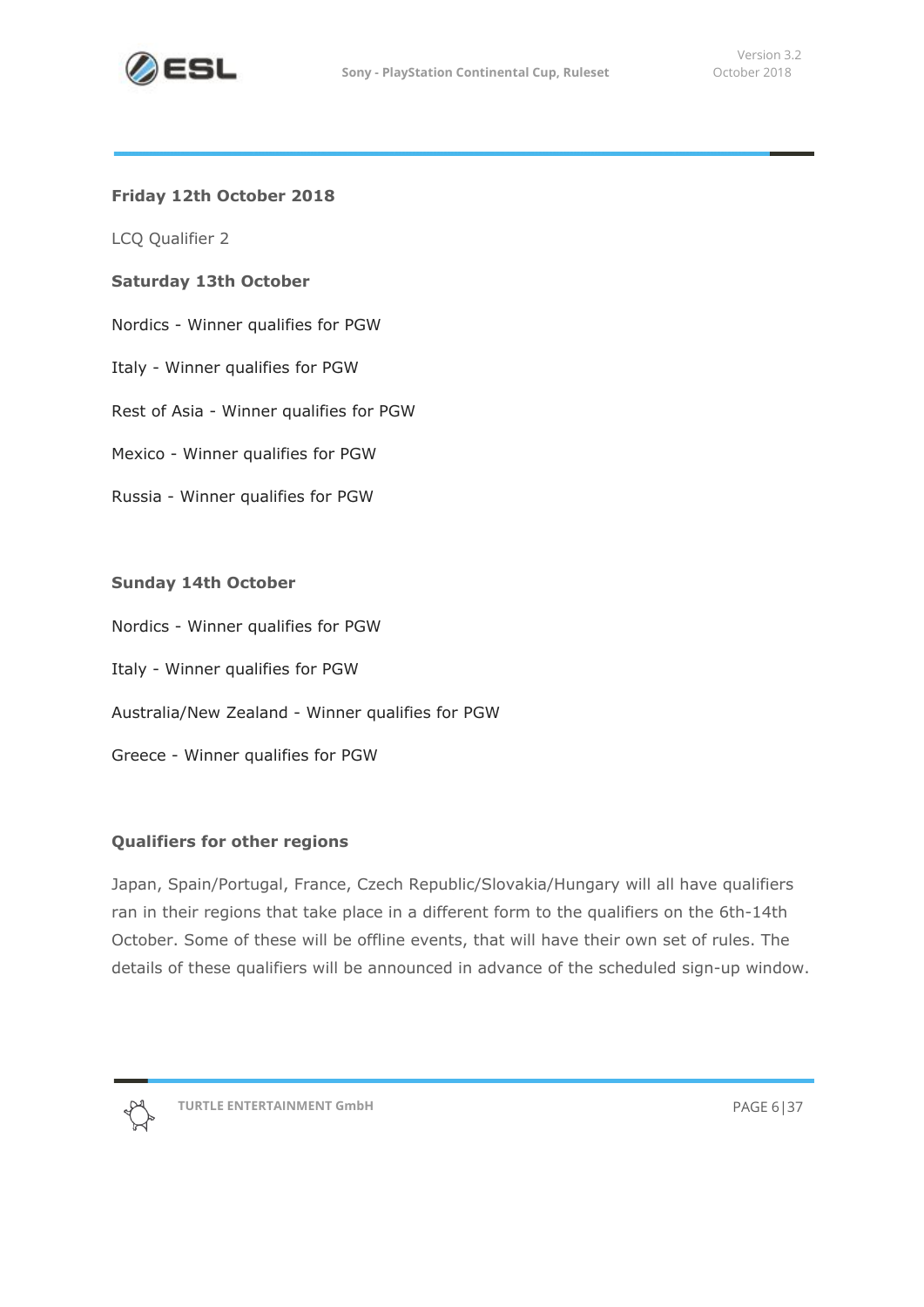**Friday 12th October 2018**

LCQ Qualifier 2

**Saturday 13th October**

Nordics - Winner qualifies for PGW

Italy - Winner qualifies for PGW

Rest of Asia - Winner qualifies for PGW

Mexico - Winner qualifies for PGW

Russia - Winner qualifies for PGW

**Sunday 14th October**

Nordics - Winner qualifies for PGW

Italy - Winner qualifies for PGW

Australia/New Zealand - Winner qualifies for PGW

Greece - Winner qualifies for PGW

**Qualifiers for other regions**

Japan, Spain/Portugal, France, Czech Republic/Slovakia/Hungary will all have qualifiers ran in their regions that take place in a different form to the qualifiers on the 6th-14th October. Some of these will be offline events, that will have their own set of rules. The details of these qualifiers will be announced in advance of the scheduled sign-up window.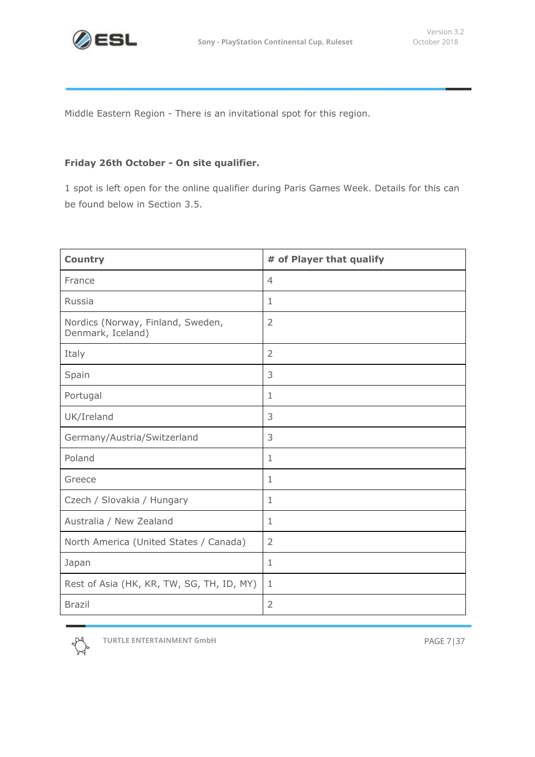Middle Eastern Region - There is an invitational spot for this region.

**Friday 26th October - On site qualifier.**

1 spot is left open for the online qualifier during Paris Games Week. Details for this can be found below in Section 3.5.

| Country | # of Player that qualify |
|---|---|
| France | 4 |
| Russia | 1 |
| Nordics (Norway, Finland, Sweden, Denmark, Iceland) | 2 |
| Italy | 2 |
| Spain | 3 |
| Portugal | 1 |
| UK/Ireland | 3 |
| Germany/Austria/Switzerland | 3 |
| Poland | 1 |
| Greece | 1 |
| Czech / Slovakia / Hungary | 1 |
| Australia / New Zealand | 1 |
| North America (United States / Canada) | 2 |
| Japan | 1 |
| Rest of Asia (HK, KR, TW, SG, TH, ID, MY) | 1 |
| Brazil | 2 |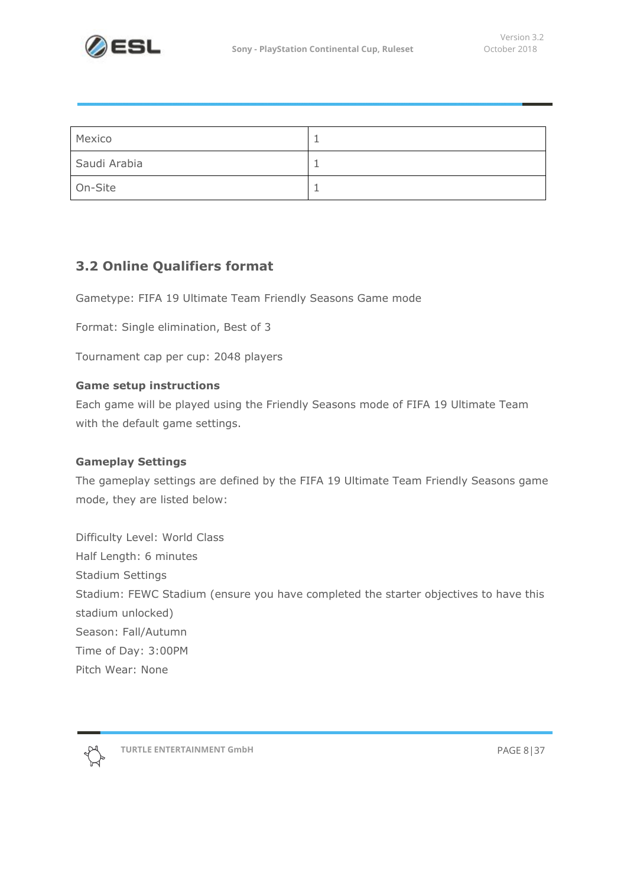| Mexico | 1 |
| --- | --- |
| Saudi Arabia | 1 |
| On-Site | 1 |

## 3.2 Online Qualifiers format

Gametype: FIFA 19 Ultimate Team Friendly Seasons Game mode

Format: Single elimination, Best of 3

Tournament cap per cup: 2048 players

**Game setup instructions**

Each game will be played using the Friendly Seasons mode of FIFA 19 Ultimate Team with the default game settings.

**Gameplay Settings**

The gameplay settings are defined by the FIFA 19 Ultimate Team Friendly Seasons game mode, they are listed below:

Difficulty Level: World Class
Half Length: 6 minutes
Stadium Settings
Stadium: FEWC Stadium (ensure you have completed the starter objectives to have this stadium unlocked)
Season: Fall/Autumn
Time of Day: 3:00PM
Pitch Wear: None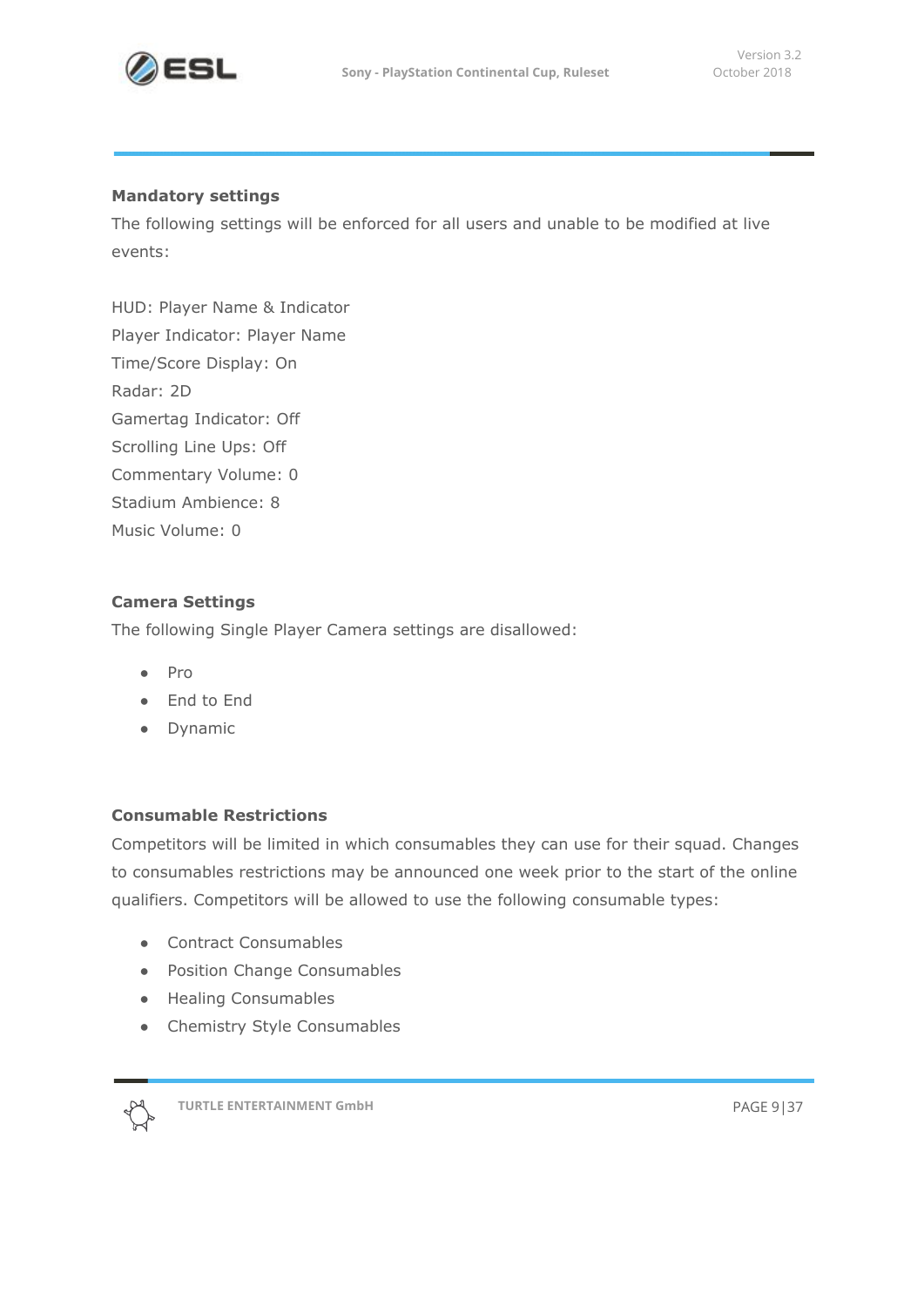**Mandatory settings**

The following settings will be enforced for all users and unable to be modified at live events:

HUD: Player Name & Indicator
Player Indicator: Player Name
Time/Score Display: On
Radar: 2D
Gamertag Indicator: Off
Scrolling Line Ups: Off
Commentary Volume: 0
Stadium Ambience: 8
Music Volume: 0

**Camera Settings**

The following Single Player Camera settings are disallowed:

- Pro
- End to End
- Dynamic

**Consumable Restrictions**

Competitors will be limited in which consumables they can use for their squad. Changes to consumables restrictions may be announced one week prior to the start of the online qualifiers. Competitors will be allowed to use the following consumable types:

- Contract Consumables
- Position Change Consumables
- Healing Consumables
- Chemistry Style Consumables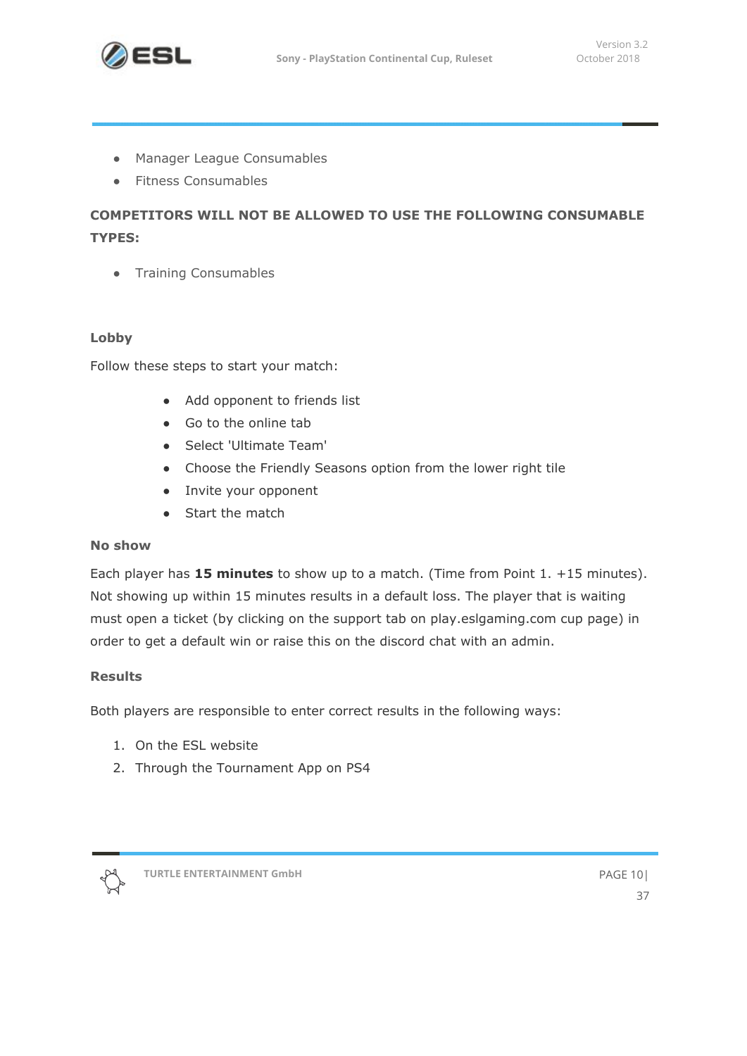- Manager League Consumables
- Fitness Consumables

**COMPETITORS WILL NOT BE ALLOWED TO USE THE FOLLOWING CONSUMABLE TYPES:**

- Training Consumables

### Lobby

Follow these steps to start your match:

- Add opponent to friends list
- Go to the online tab
- Select 'Ultimate Team'
- Choose the Friendly Seasons option from the lower right tile
- Invite your opponent
- Start the match

### No show

Each player has **15 minutes** to show up to a match. (Time from Point 1. +15 minutes). Not showing up within 15 minutes results in a default loss. The player that is waiting must open a ticket (by clicking on the support tab on play.eslgaming.com cup page) in order to get a default win or raise this on the discord chat with an admin.

### Results

Both players are responsible to enter correct results in the following ways:

1. On the ESL website
2. Through the Tournament App on PS4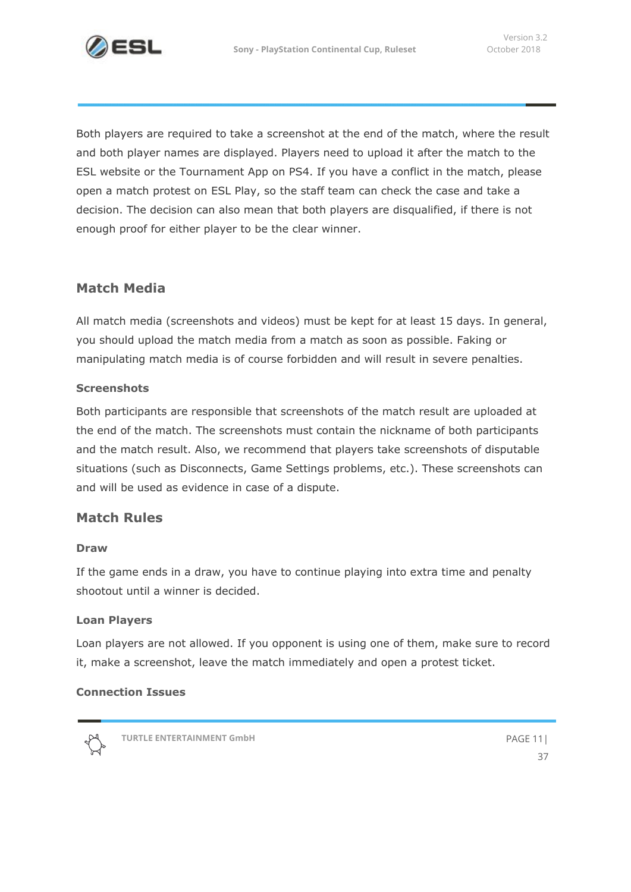Both players are required to take a screenshot at the end of the match, where the result and both player names are displayed. Players need to upload it after the match to the ESL website or the Tournament App on PS4. If you have a conflict in the match, please open a match protest on ESL Play, so the staff team can check the case and take a decision. The decision can also mean that both players are disqualified, if there is not enough proof for either player to be the clear winner.

## Match Media

All match media (screenshots and videos) must be kept for at least 15 days. In general, you should upload the match media from a match as soon as possible. Faking or manipulating match media is of course forbidden and will result in severe penalties.

### Screenshots

Both participants are responsible that screenshots of the match result are uploaded at the end of the match. The screenshots must contain the nickname of both participants and the match result. Also, we recommend that players take screenshots of disputable situations (such as Disconnects, Game Settings problems, etc.). These screenshots can and will be used as evidence in case of a dispute.

## Match Rules

### Draw

If the game ends in a draw, you have to continue playing into extra time and penalty shootout until a winner is decided.

### Loan Players

Loan players are not allowed. If you opponent is using one of them, make sure to record it, make a screenshot, leave the match immediately and open a protest ticket.

### Connection Issues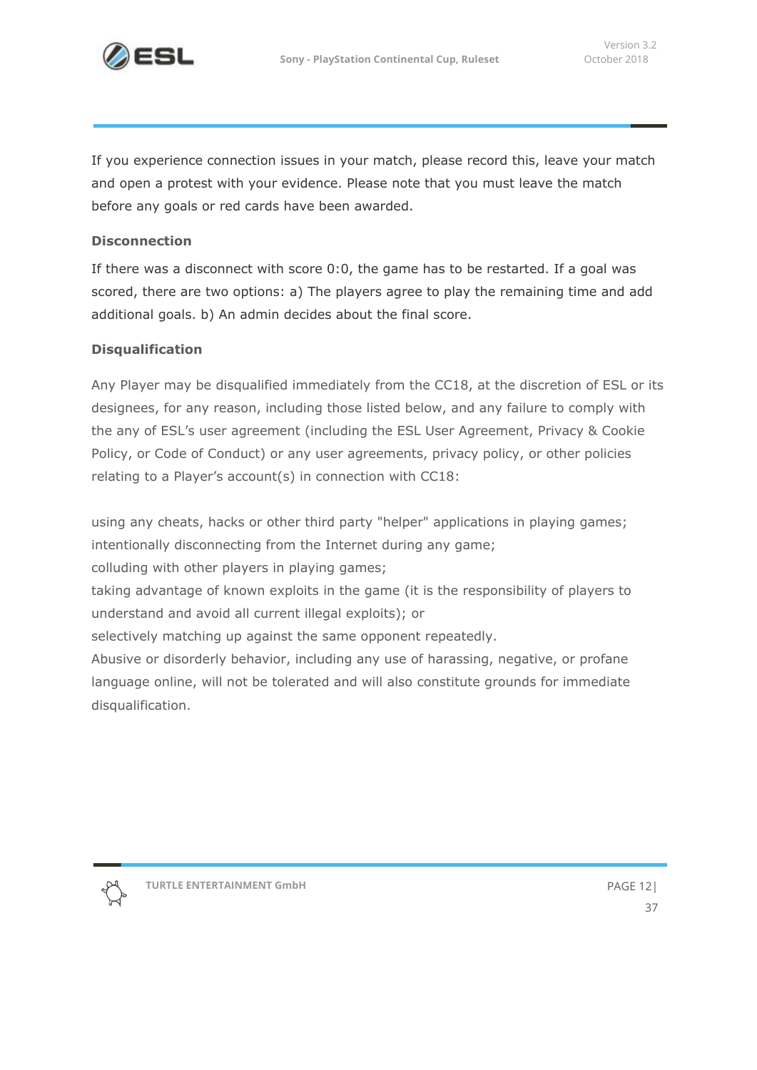If you experience connection issues in your match, please record this, leave your match and open a protest with your evidence. Please note that you must leave the match before any goals or red cards have been awarded.

### Disconnection

If there was a disconnect with score 0:0, the game has to be restarted. If a goal was scored, there are two options: a) The players agree to play the remaining time and add additional goals. b) An admin decides about the final score.

### Disqualification

Any Player may be disqualified immediately from the CC18, at the discretion of ESL or its designees, for any reason, including those listed below, and any failure to comply with the any of ESL's user agreement (including the ESL User Agreement, Privacy & Cookie Policy, or Code of Conduct) or any user agreements, privacy policy, or other policies relating to a Player's account(s) in connection with CC18:

using any cheats, hacks or other third party "helper" applications in playing games;
intentionally disconnecting from the Internet during any game;
colluding with other players in playing games;
taking advantage of known exploits in the game (it is the responsibility of players to understand and avoid all current illegal exploits); or
selectively matching up against the same opponent repeatedly.
Abusive or disorderly behavior, including any use of harassing, negative, or profane language online, will not be tolerated and will also constitute grounds for immediate disqualification.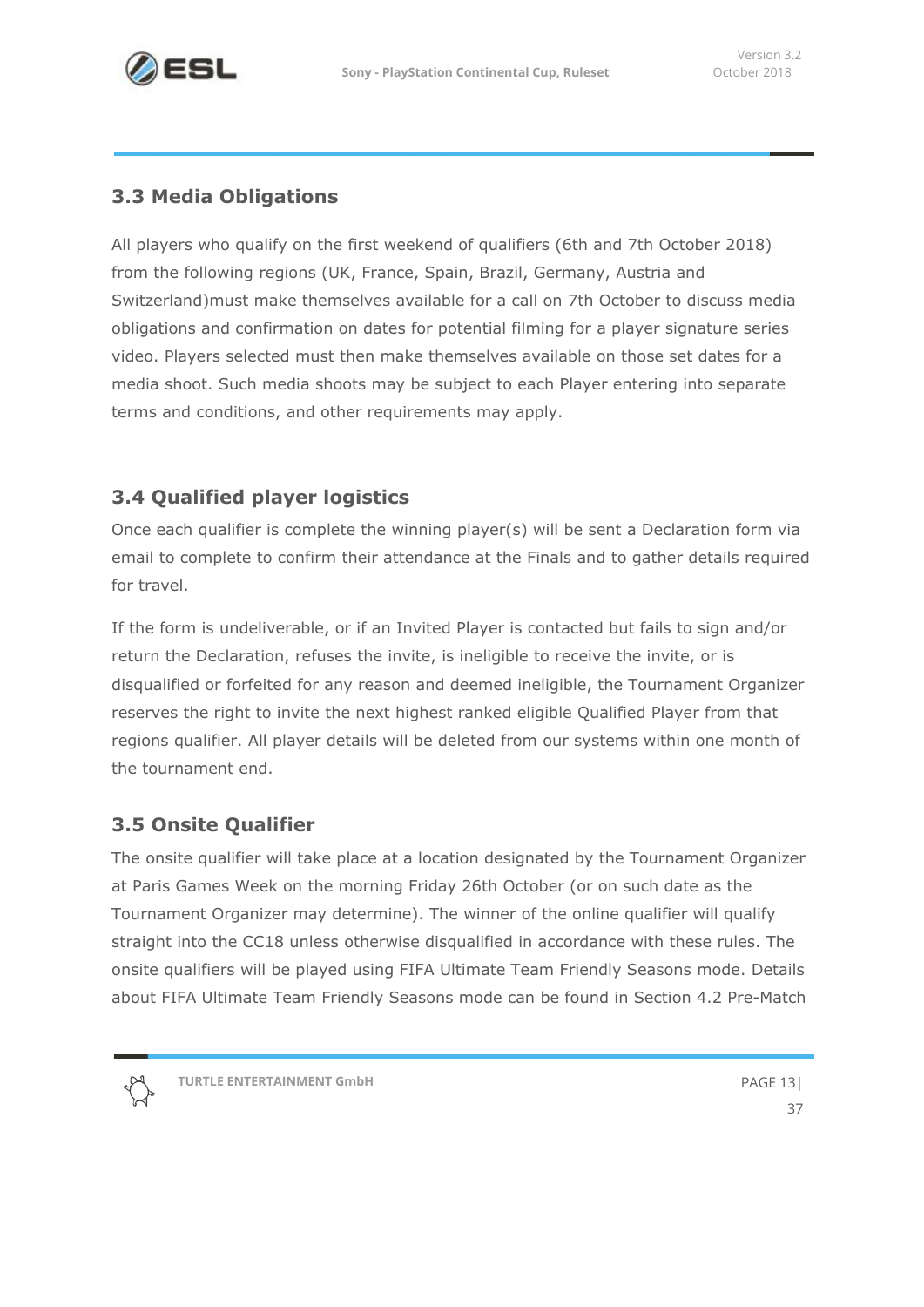## 3.3 Media Obligations

All players who qualify on the first weekend of qualifiers (6th and 7th October 2018) from the following regions (UK, France, Spain, Brazil, Germany, Austria and Switzerland)must make themselves available for a call on 7th October to discuss media obligations and confirmation on dates for potential filming for a player signature series video. Players selected must then make themselves available on those set dates for a media shoot. Such media shoots may be subject to each Player entering into separate terms and conditions, and other requirements may apply.

## 3.4 Qualified player logistics

Once each qualifier is complete the winning player(s) will be sent a Declaration form via email to complete to confirm their attendance at the Finals and to gather details required for travel.

If the form is undeliverable, or if an Invited Player is contacted but fails to sign and/or return the Declaration, refuses the invite, is ineligible to receive the invite, or is disqualified or forfeited for any reason and deemed ineligible, the Tournament Organizer reserves the right to invite the next highest ranked eligible Qualified Player from that regions qualifier. All player details will be deleted from our systems within one month of the tournament end.

## 3.5 Onsite Qualifier

The onsite qualifier will take place at a location designated by the Tournament Organizer at Paris Games Week on the morning Friday 26th October (or on such date as the Tournament Organizer may determine). The winner of the online qualifier will qualify straight into the CC18 unless otherwise disqualified in accordance with these rules. The onsite qualifiers will be played using FIFA Ultimate Team Friendly Seasons mode. Details about FIFA Ultimate Team Friendly Seasons mode can be found in Section 4.2 Pre-Match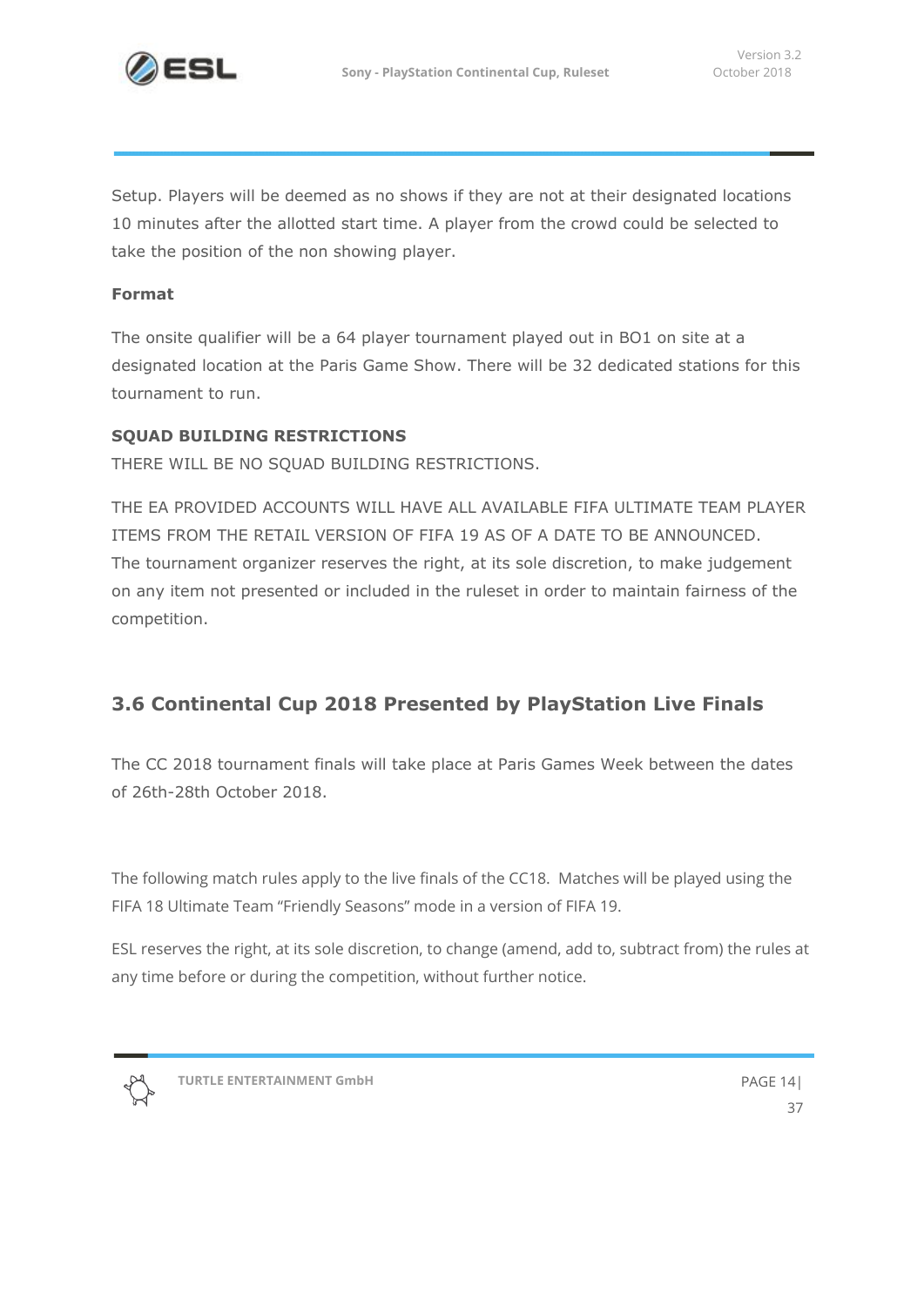Setup. Players will be deemed as no shows if they are not at their designated locations 10 minutes after the allotted start time. A player from the crowd could be selected to take the position of the non showing player.

**Format**

The onsite qualifier will be a 64 player tournament played out in BO1 on site at a designated location at the Paris Game Show. There will be 32 dedicated stations for this tournament to run.

**SQUAD BUILDING RESTRICTIONS**

THERE WILL BE NO SQUAD BUILDING RESTRICTIONS.

THE EA PROVIDED ACCOUNTS WILL HAVE ALL AVAILABLE FIFA ULTIMATE TEAM PLAYER ITEMS FROM THE RETAIL VERSION OF FIFA 19 AS OF A DATE TO BE ANNOUNCED. The tournament organizer reserves the right, at its sole discretion, to make judgement on any item not presented or included in the ruleset in order to maintain fairness of the competition.

## 3.6 Continental Cup 2018 Presented by PlayStation Live Finals

The CC 2018 tournament finals will take place at Paris Games Week between the dates of 26th-28th October 2018.

The following match rules apply to the live finals of the CC18. Matches will be played using the FIFA 18 Ultimate Team "Friendly Seasons" mode in a version of FIFA 19.

ESL reserves the right, at its sole discretion, to change (amend, add to, subtract from) the rules at any time before or during the competition, without further notice.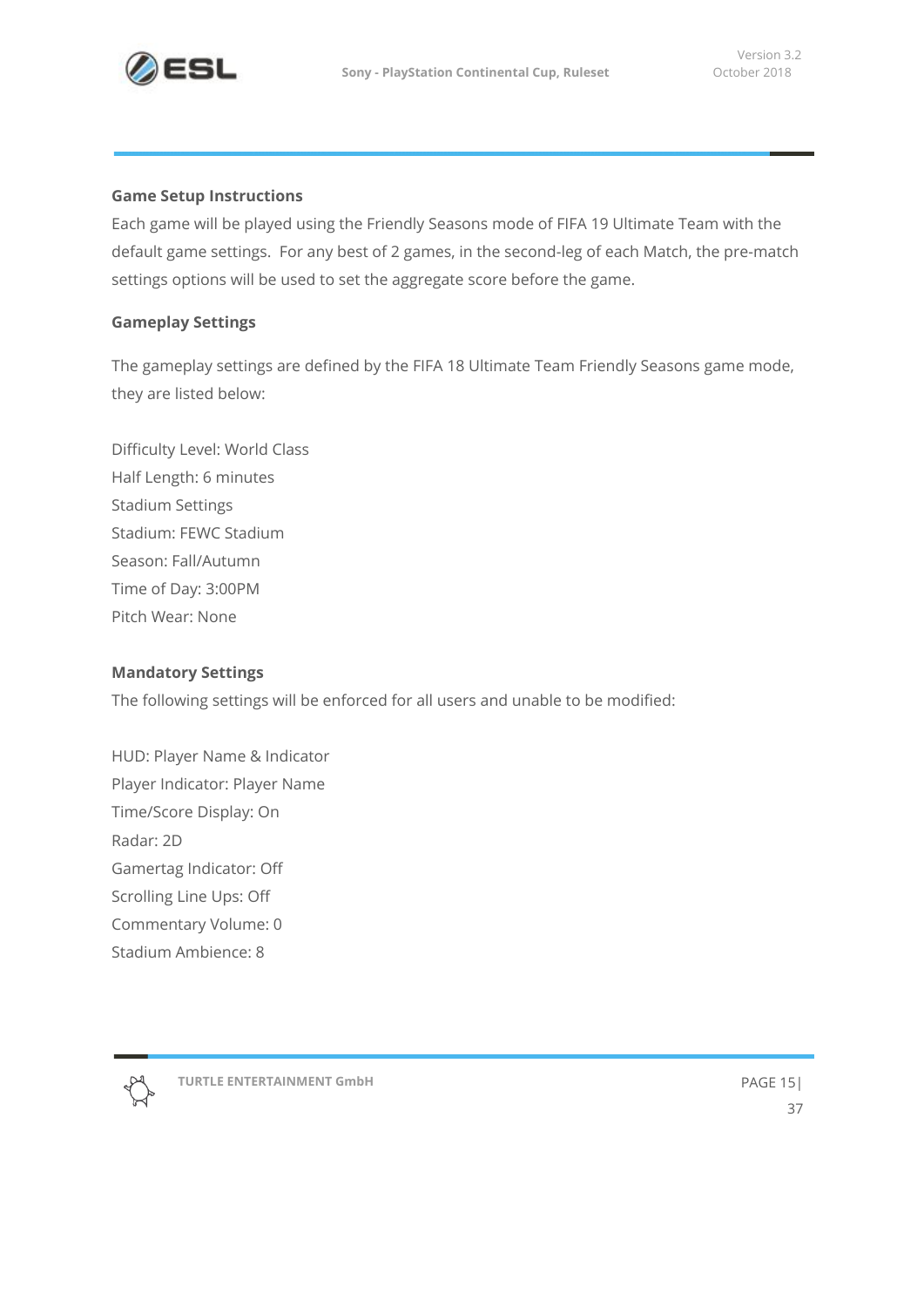**Game Setup Instructions**

Each game will be played using the Friendly Seasons mode of FIFA 19 Ultimate Team with the default game settings. For any best of 2 games, in the second-leg of each Match, the pre-match settings options will be used to set the aggregate score before the game.

**Gameplay Settings**

The gameplay settings are defined by the FIFA 18 Ultimate Team Friendly Seasons game mode, they are listed below:

Difficulty Level: World Class
Half Length: 6 minutes
Stadium Settings
Stadium: FEWC Stadium
Season: Fall/Autumn
Time of Day: 3:00PM
Pitch Wear: None

**Mandatory Settings**

The following settings will be enforced for all users and unable to be modified:

HUD: Player Name & Indicator
Player Indicator: Player Name
Time/Score Display: On
Radar: 2D
Gamertag Indicator: Off
Scrolling Line Ups: Off
Commentary Volume: 0
Stadium Ambience: 8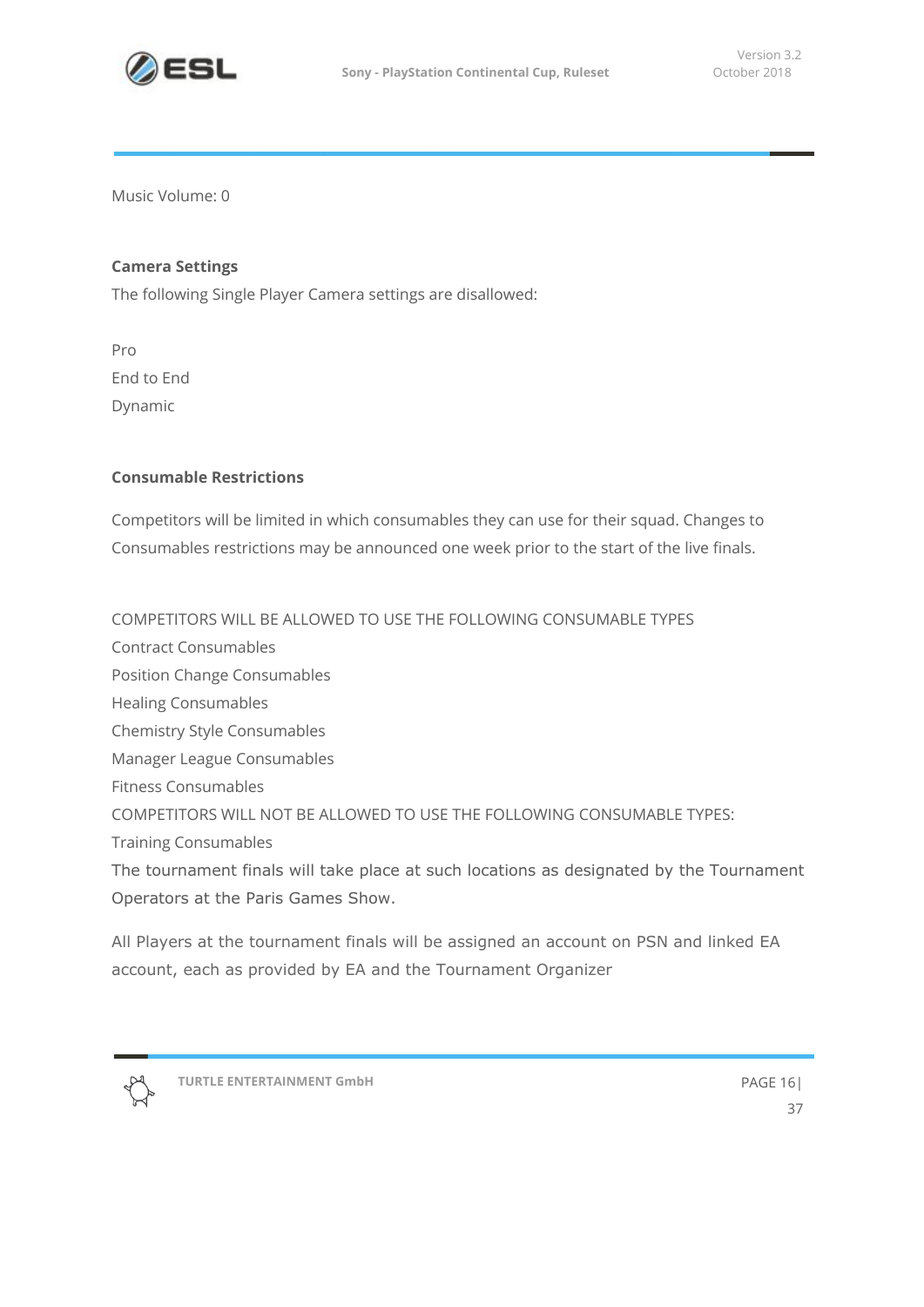Music Volume: 0

**Camera Settings**

The following Single Player Camera settings are disallowed:

Pro
End to End
Dynamic

**Consumable Restrictions**

Competitors will be limited in which consumables they can use for their squad. Changes to Consumables restrictions may be announced one week prior to the start of the live finals.

COMPETITORS WILL BE ALLOWED TO USE THE FOLLOWING CONSUMABLE TYPES
Contract Consumables
Position Change Consumables
Healing Consumables
Chemistry Style Consumables
Manager League Consumables
Fitness Consumables
COMPETITORS WILL NOT BE ALLOWED TO USE THE FOLLOWING CONSUMABLE TYPES:
Training Consumables
The tournament finals will take place at such locations as designated by the Tournament Operators at the Paris Games Show.

All Players at the tournament finals will be assigned an account on PSN and linked EA account, each as provided by EA and the Tournament Organizer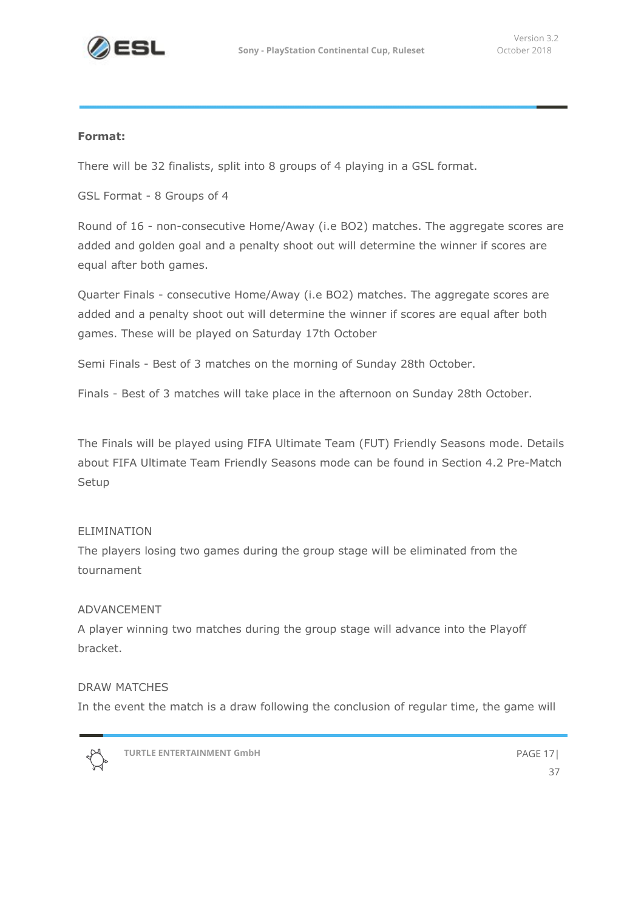**Format:**

There will be 32 finalists, split into 8 groups of 4 playing in a GSL format.

GSL Format - 8 Groups of 4

Round of 16 - non-consecutive Home/Away (i.e BO2) matches. The aggregate scores are added and golden goal and a penalty shoot out will determine the winner if scores are equal after both games.

Quarter Finals - consecutive Home/Away (i.e BO2) matches. The aggregate scores are added and a penalty shoot out will determine the winner if scores are equal after both games. These will be played on Saturday 17th October

Semi Finals - Best of 3 matches on the morning of Sunday 28th October.

Finals - Best of 3 matches will take place in the afternoon on Sunday 28th October.

The Finals will be played using FIFA Ultimate Team (FUT) Friendly Seasons mode. Details about FIFA Ultimate Team Friendly Seasons mode can be found in Section 4.2 Pre-Match Setup

ELIMINATION

The players losing two games during the group stage will be eliminated from the tournament

ADVANCEMENT

A player winning two matches during the group stage will advance into the Playoff bracket.

DRAW MATCHES

In the event the match is a draw following the conclusion of regular time, the game will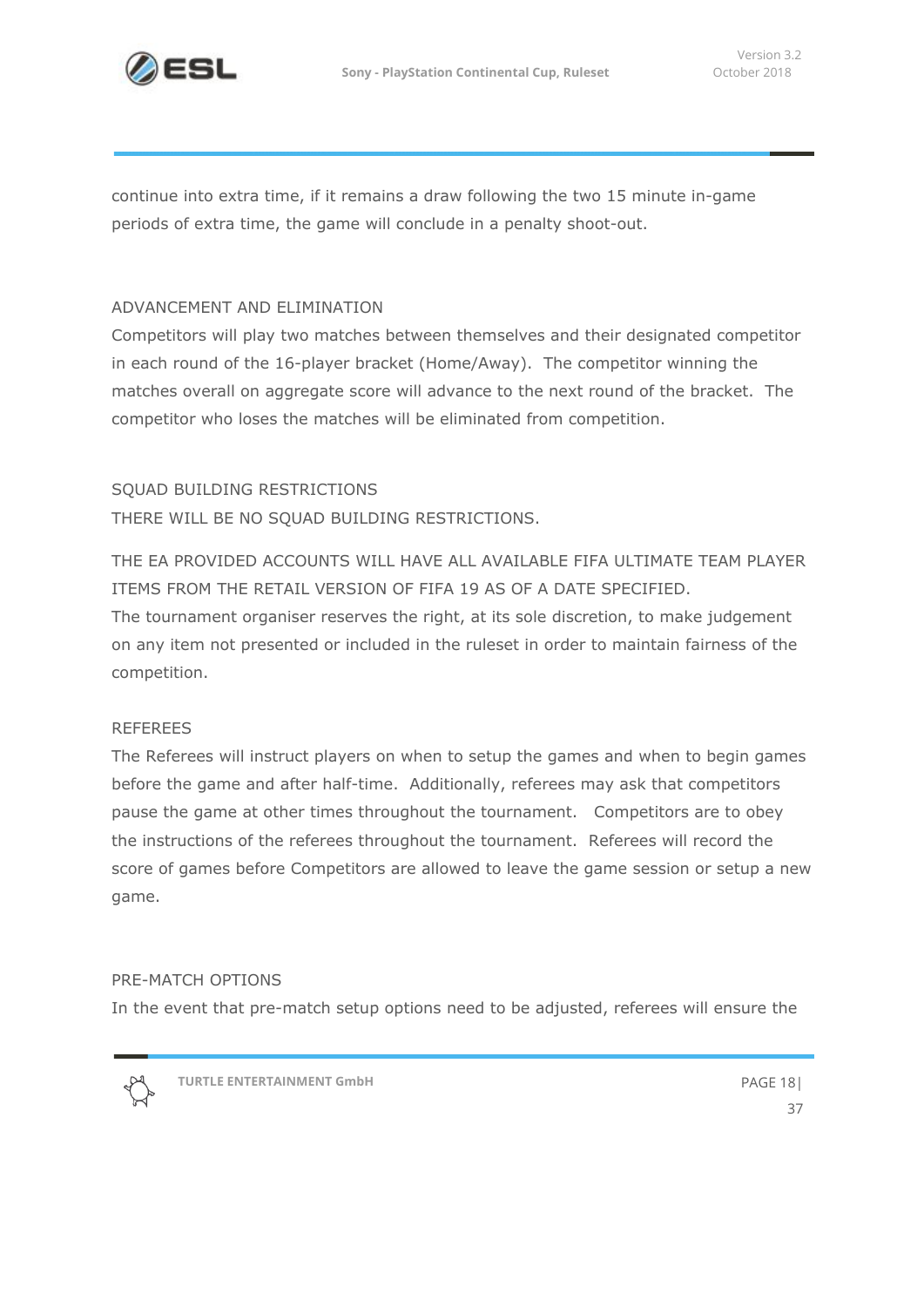continue into extra time, if it remains a draw following the two 15 minute in-game periods of extra time, the game will conclude in a penalty shoot-out.

## ADVANCEMENT AND ELIMINATION

Competitors will play two matches between themselves and their designated competitor in each round of the 16-player bracket (Home/Away). The competitor winning the matches overall on aggregate score will advance to the next round of the bracket. The competitor who loses the matches will be eliminated from competition.

## SQUAD BUILDING RESTRICTIONS

THERE WILL BE NO SQUAD BUILDING RESTRICTIONS.

THE EA PROVIDED ACCOUNTS WILL HAVE ALL AVAILABLE FIFA ULTIMATE TEAM PLAYER ITEMS FROM THE RETAIL VERSION OF FIFA 19 AS OF A DATE SPECIFIED.
The tournament organiser reserves the right, at its sole discretion, to make judgement on any item not presented or included in the ruleset in order to maintain fairness of the competition.

## REFEREES

The Referees will instruct players on when to setup the games and when to begin games before the game and after half-time. Additionally, referees may ask that competitors pause the game at other times throughout the tournament. Competitors are to obey the instructions of the referees throughout the tournament. Referees will record the score of games before Competitors are allowed to leave the game session or setup a new game.

## PRE-MATCH OPTIONS

In the event that pre-match setup options need to be adjusted, referees will ensure the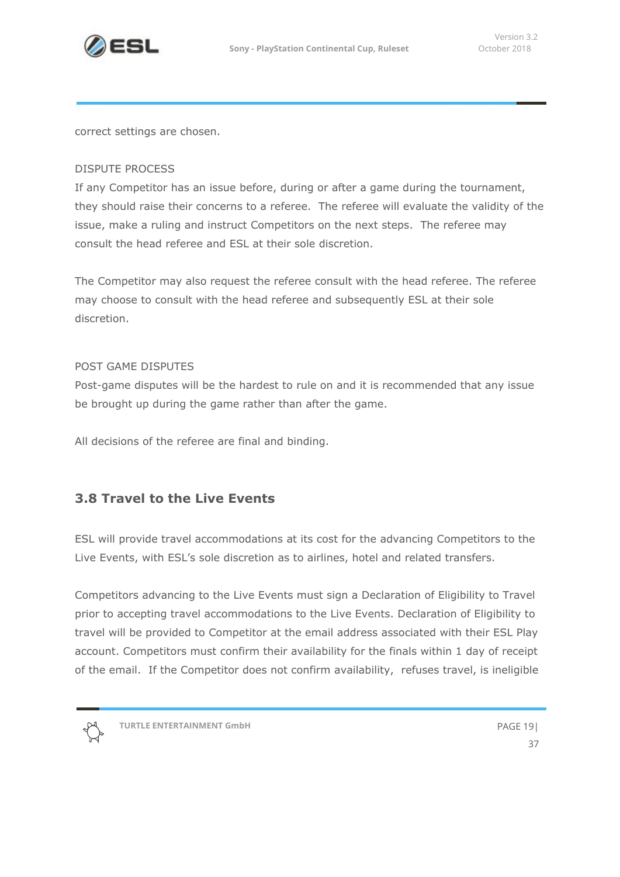correct settings are chosen.

DISPUTE PROCESS

If any Competitor has an issue before, during or after a game during the tournament, they should raise their concerns to a referee. The referee will evaluate the validity of the issue, make a ruling and instruct Competitors on the next steps. The referee may consult the head referee and ESL at their sole discretion.

The Competitor may also request the referee consult with the head referee. The referee may choose to consult with the head referee and subsequently ESL at their sole discretion.

POST GAME DISPUTES

Post-game disputes will be the hardest to rule on and it is recommended that any issue be brought up during the game rather than after the game.

All decisions of the referee are final and binding.

## 3.8 Travel to the Live Events

ESL will provide travel accommodations at its cost for the advancing Competitors to the Live Events, with ESL's sole discretion as to airlines, hotel and related transfers.

Competitors advancing to the Live Events must sign a Declaration of Eligibility to Travel prior to accepting travel accommodations to the Live Events. Declaration of Eligibility to travel will be provided to Competitor at the email address associated with their ESL Play account. Competitors must confirm their availability for the finals within 1 day of receipt of the email. If the Competitor does not confirm availability, refuses travel, is ineligible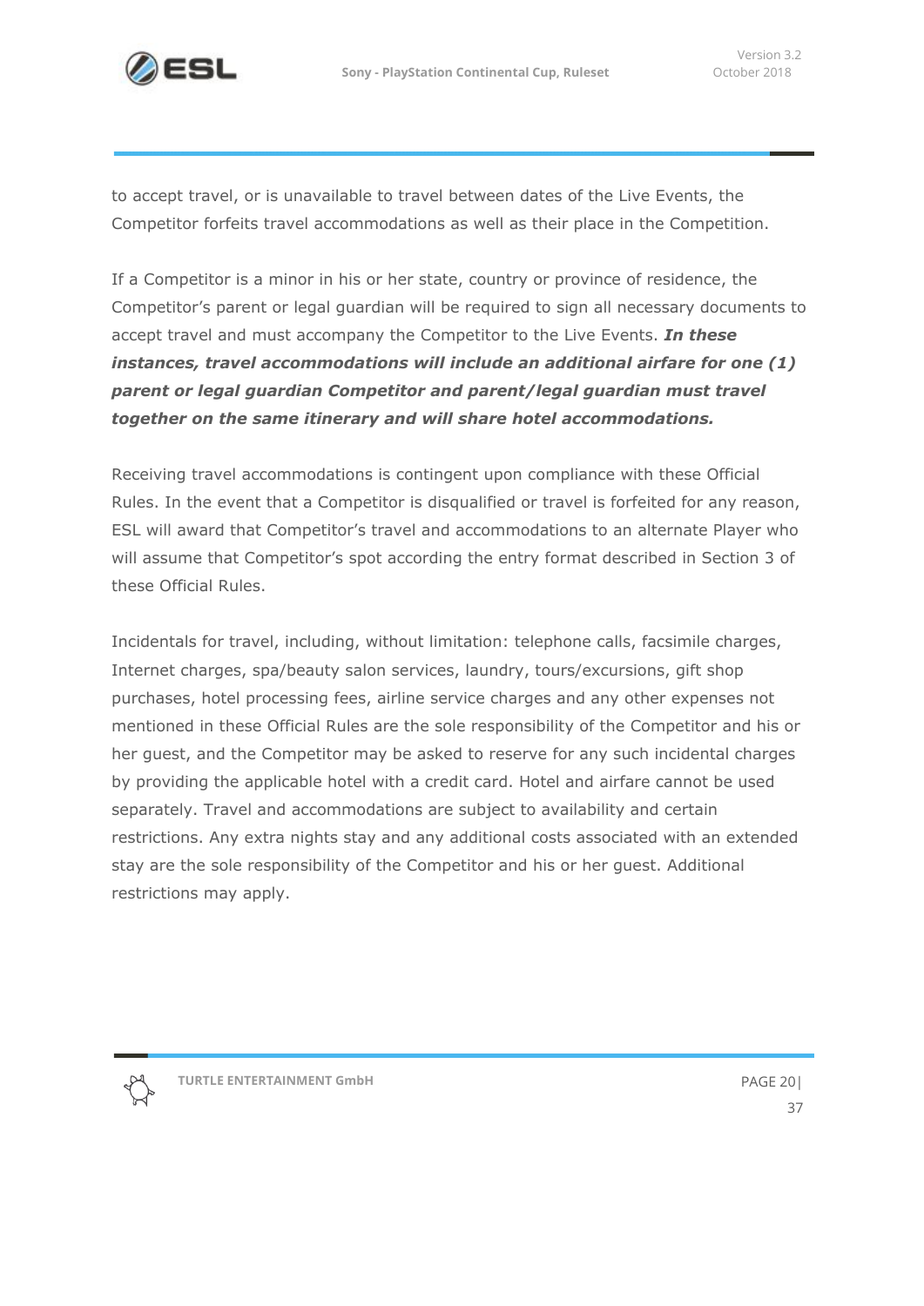to accept travel, or is unavailable to travel between dates of the Live Events, the Competitor forfeits travel accommodations as well as their place in the Competition.

If a Competitor is a minor in his or her state, country or province of residence, the Competitor's parent or legal guardian will be required to sign all necessary documents to accept travel and must accompany the Competitor to the Live Events. ***In these instances, travel accommodations will include an additional airfare for one (1) parent or legal guardian Competitor and parent/legal guardian must travel together on the same itinerary and will share hotel accommodations.***

Receiving travel accommodations is contingent upon compliance with these Official Rules. In the event that a Competitor is disqualified or travel is forfeited for any reason, ESL will award that Competitor's travel and accommodations to an alternate Player who will assume that Competitor's spot according the entry format described in Section 3 of these Official Rules.

Incidentals for travel, including, without limitation: telephone calls, facsimile charges, Internet charges, spa/beauty salon services, laundry, tours/excursions, gift shop purchases, hotel processing fees, airline service charges and any other expenses not mentioned in these Official Rules are the sole responsibility of the Competitor and his or her guest, and the Competitor may be asked to reserve for any such incidental charges by providing the applicable hotel with a credit card. Hotel and airfare cannot be used separately. Travel and accommodations are subject to availability and certain restrictions. Any extra nights stay and any additional costs associated with an extended stay are the sole responsibility of the Competitor and his or her guest. Additional restrictions may apply.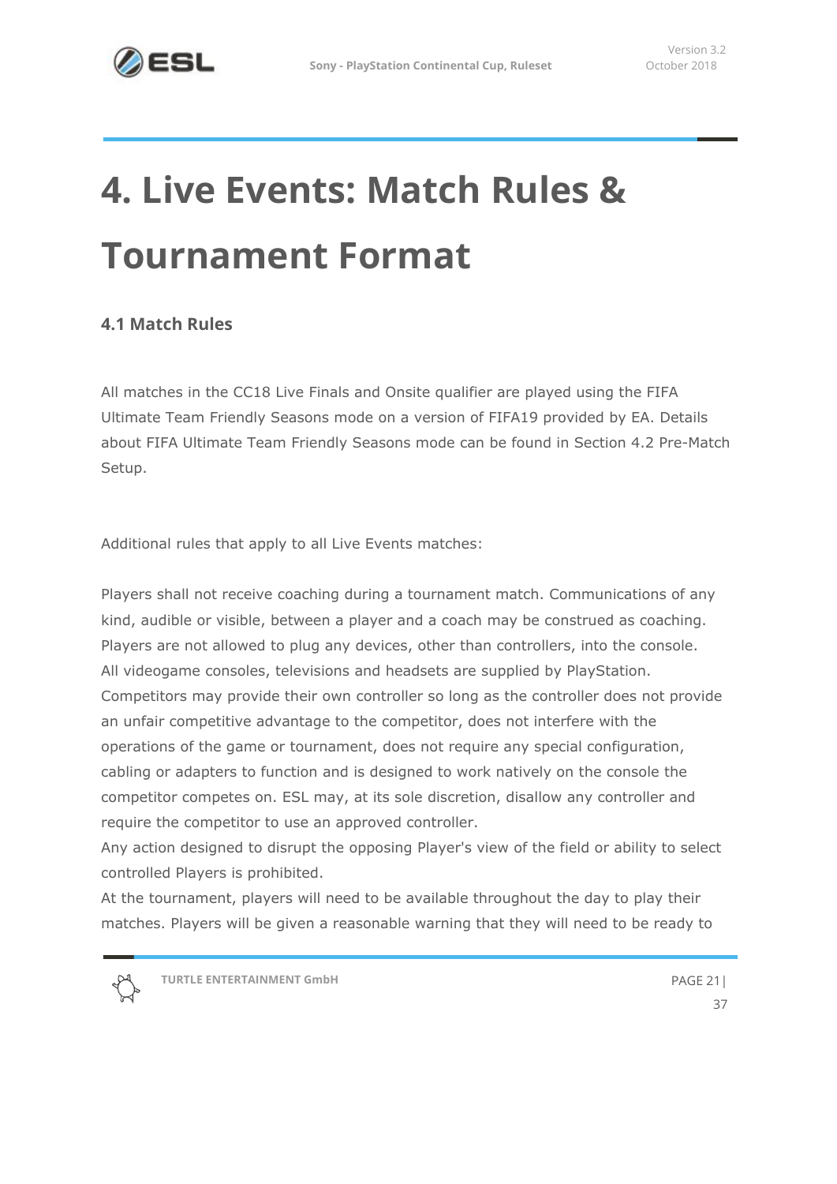# 4. Live Events: Match Rules & Tournament Format

## 4.1 Match Rules

All matches in the CC18 Live Finals and Onsite qualifier are played using the FIFA Ultimate Team Friendly Seasons mode on a version of FIFA19 provided by EA. Details about FIFA Ultimate Team Friendly Seasons mode can be found in Section 4.2 Pre-Match Setup.

Additional rules that apply to all Live Events matches:

Players shall not receive coaching during a tournament match. Communications of any kind, audible or visible, between a player and a coach may be construed as coaching.
Players are not allowed to plug any devices, other than controllers, into the console.
All videogame consoles, televisions and headsets are supplied by PlayStation.
Competitors may provide their own controller so long as the controller does not provide an unfair competitive advantage to the competitor, does not interfere with the operations of the game or tournament, does not require any special configuration, cabling or adapters to function and is designed to work natively on the console the competitor competes on. ESL may, at its sole discretion, disallow any controller and require the competitor to use an approved controller.
Any action designed to disrupt the opposing Player's view of the field or ability to select controlled Players is prohibited.
At the tournament, players will need to be available throughout the day to play their matches. Players will be given a reasonable warning that they will need to be ready to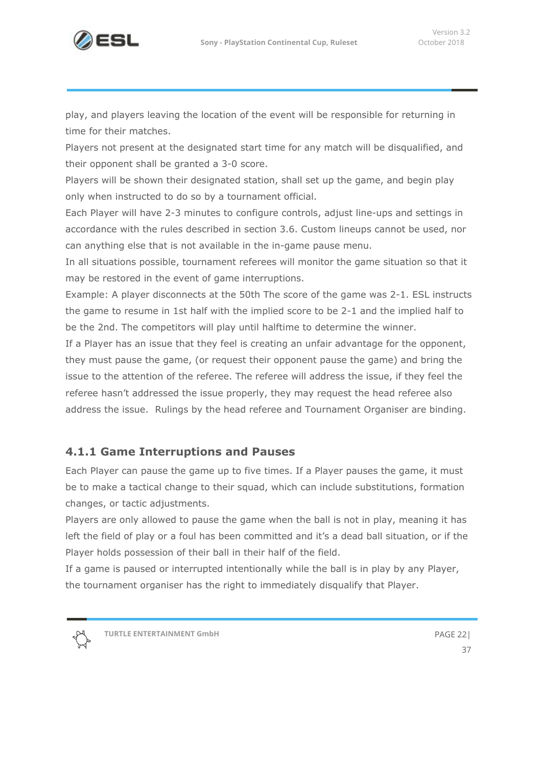play, and players leaving the location of the event will be responsible for returning in time for their matches.

Players not present at the designated start time for any match will be disqualified, and their opponent shall be granted a 3-0 score.

Players will be shown their designated station, shall set up the game, and begin play only when instructed to do so by a tournament official.

Each Player will have 2-3 minutes to configure controls, adjust line-ups and settings in accordance with the rules described in section 3.6. Custom lineups cannot be used, nor can anything else that is not available in the in-game pause menu.

In all situations possible, tournament referees will monitor the game situation so that it may be restored in the event of game interruptions.

Example: A player disconnects at the 50th The score of the game was 2-1. ESL instructs the game to resume in 1st half with the implied score to be 2-1 and the implied half to be the 2nd. The competitors will play until halftime to determine the winner.

If a Player has an issue that they feel is creating an unfair advantage for the opponent, they must pause the game, (or request their opponent pause the game) and bring the issue to the attention of the referee. The referee will address the issue, if they feel the referee hasn't addressed the issue properly, they may request the head referee also address the issue. Rulings by the head referee and Tournament Organiser are binding.

### 4.1.1 Game Interruptions and Pauses

Each Player can pause the game up to five times. If a Player pauses the game, it must be to make a tactical change to their squad, which can include substitutions, formation changes, or tactic adjustments.

Players are only allowed to pause the game when the ball is not in play, meaning it has left the field of play or a foul has been committed and it's a dead ball situation, or if the Player holds possession of their ball in their half of the field.

If a game is paused or interrupted intentionally while the ball is in play by any Player, the tournament organiser has the right to immediately disqualify that Player.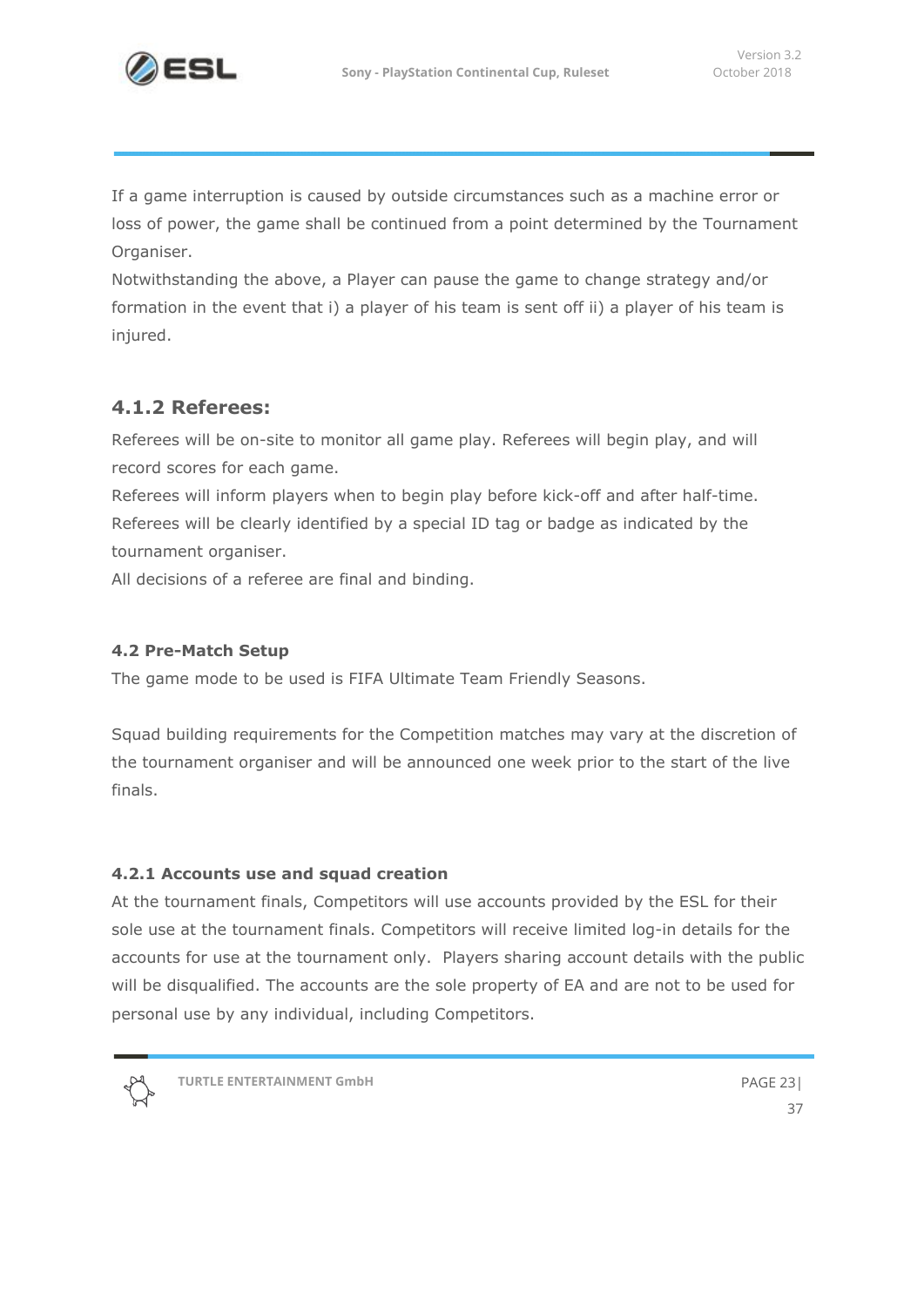If a game interruption is caused by outside circumstances such as a machine error or loss of power, the game shall be continued from a point determined by the Tournament Organiser.

Notwithstanding the above, a Player can pause the game to change strategy and/or formation in the event that i) a player of his team is sent off ii) a player of his team is injured.

### 4.1.2 Referees:

Referees will be on-site to monitor all game play. Referees will begin play, and will record scores for each game.

Referees will inform players when to begin play before kick-off and after half-time.

Referees will be clearly identified by a special ID tag or badge as indicated by the tournament organiser.

All decisions of a referee are final and binding.

#### 4.2 Pre-Match Setup

The game mode to be used is FIFA Ultimate Team Friendly Seasons.

Squad building requirements for the Competition matches may vary at the discretion of the tournament organiser and will be announced one week prior to the start of the live finals.

#### 4.2.1 Accounts use and squad creation

At the tournament finals, Competitors will use accounts provided by the ESL for their sole use at the tournament finals. Competitors will receive limited log-in details for the accounts for use at the tournament only. Players sharing account details with the public will be disqualified. The accounts are the sole property of EA and are not to be used for personal use by any individual, including Competitors.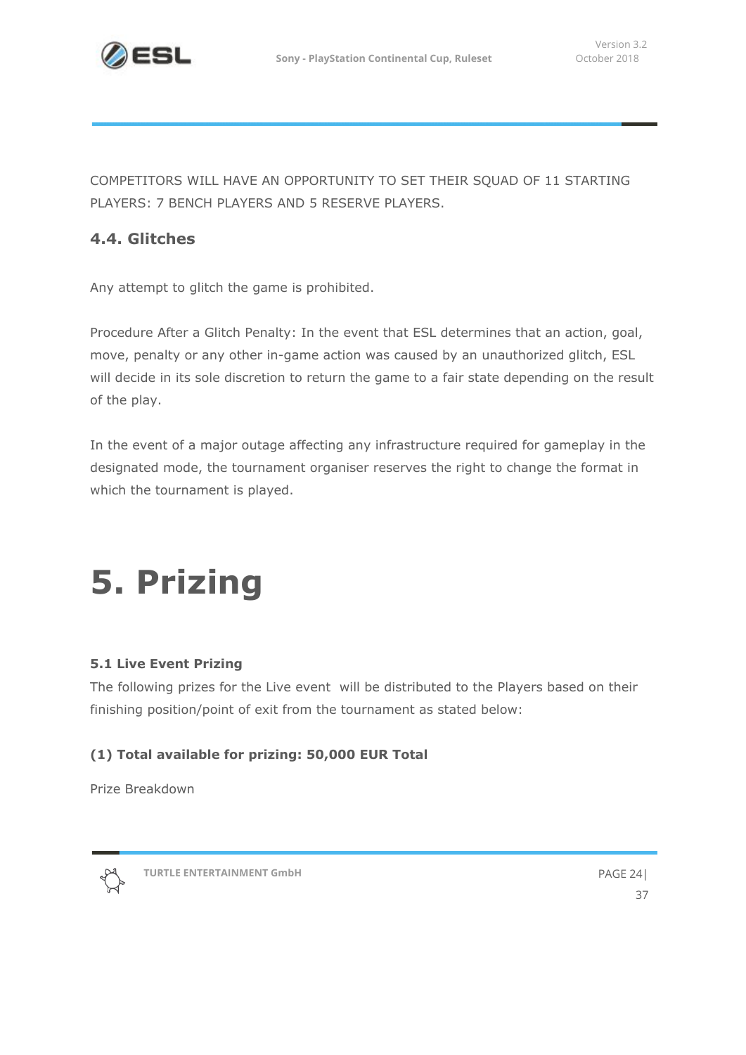COMPETITORS WILL HAVE AN OPPORTUNITY TO SET THEIR SQUAD OF 11 STARTING PLAYERS: 7 BENCH PLAYERS AND 5 RESERVE PLAYERS.

### 4.4. Glitches

Any attempt to glitch the game is prohibited.

Procedure After a Glitch Penalty: In the event that ESL determines that an action, goal, move, penalty or any other in-game action was caused by an unauthorized glitch, ESL will decide in its sole discretion to return the game to a fair state depending on the result of the play.

In the event of a major outage affecting any infrastructure required for gameplay in the designated mode, the tournament organiser reserves the right to change the format in which the tournament is played.

# 5. Prizing

**5.1 Live Event Prizing**

The following prizes for the Live event will be distributed to the Players based on their finishing position/point of exit from the tournament as stated below:

**(1) Total available for prizing: 50,000 EUR Total**

Prize Breakdown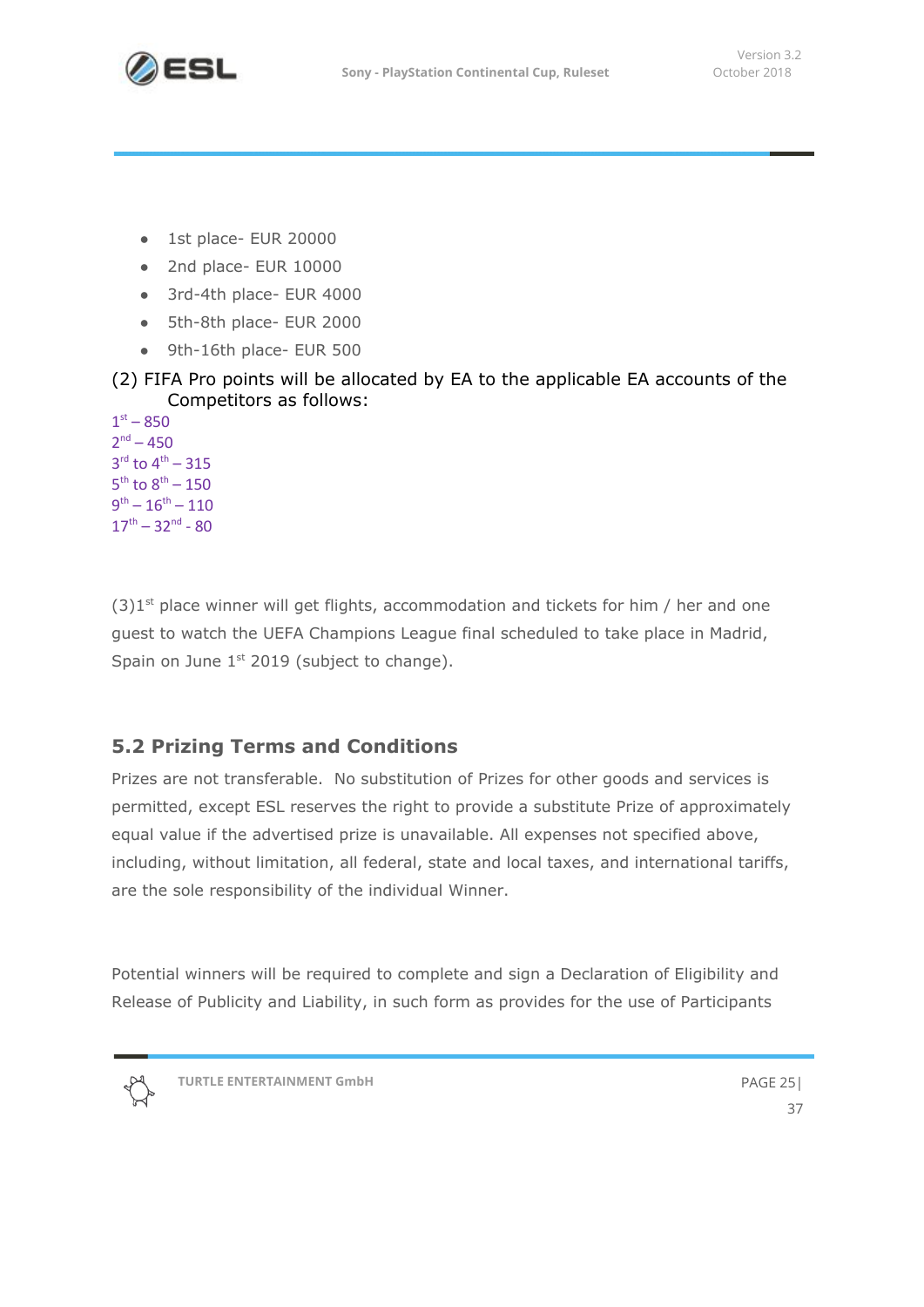- 1st place- EUR 20000
- 2nd place- EUR 10000
- 3rd-4th place- EUR 4000
- 5th-8th place- EUR 2000
- 9th-16th place- EUR 500

(2) FIFA Pro points will be allocated by EA to the applicable EA accounts of the Competitors as follows:

1st – 850
2nd – 450
3rd to 4th – 315
5th to 8th – 150
9th – 16th – 110
17th – 32nd - 80

(3)1st place winner will get flights, accommodation and tickets for him / her and one guest to watch the UEFA Champions League final scheduled to take place in Madrid, Spain on June 1st 2019 (subject to change).

## 5.2 Prizing Terms and Conditions

Prizes are not transferable. No substitution of Prizes for other goods and services is permitted, except ESL reserves the right to provide a substitute Prize of approximately equal value if the advertised prize is unavailable. All expenses not specified above, including, without limitation, all federal, state and local taxes, and international tariffs, are the sole responsibility of the individual Winner.

Potential winners will be required to complete and sign a Declaration of Eligibility and Release of Publicity and Liability, in such form as provides for the use of Participants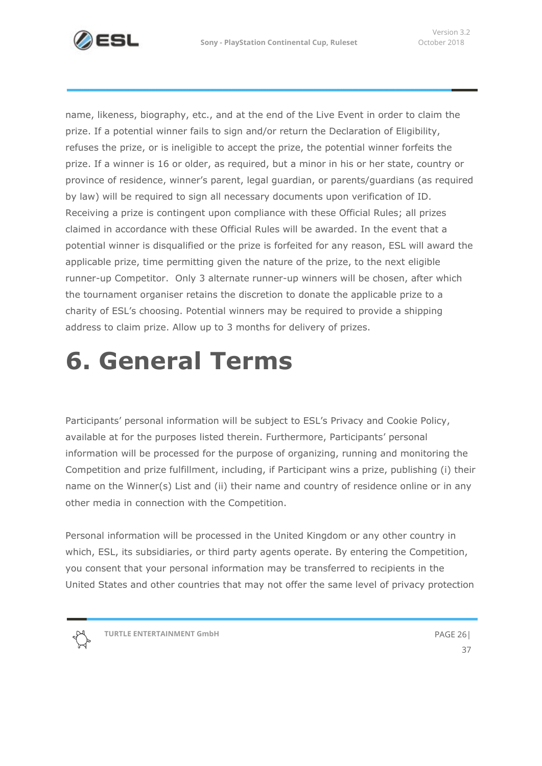name, likeness, biography, etc., and at the end of the Live Event in order to claim the prize. If a potential winner fails to sign and/or return the Declaration of Eligibility, refuses the prize, or is ineligible to accept the prize, the potential winner forfeits the prize. If a winner is 16 or older, as required, but a minor in his or her state, country or province of residence, winner's parent, legal guardian, or parents/guardians (as required by law) will be required to sign all necessary documents upon verification of ID. Receiving a prize is contingent upon compliance with these Official Rules; all prizes claimed in accordance with these Official Rules will be awarded. In the event that a potential winner is disqualified or the prize is forfeited for any reason, ESL will award the applicable prize, time permitting given the nature of the prize, to the next eligible runner-up Competitor. Only 3 alternate runner-up winners will be chosen, after which the tournament organiser retains the discretion to donate the applicable prize to a charity of ESL's choosing. Potential winners may be required to provide a shipping address to claim prize. Allow up to 3 months for delivery of prizes.

# 6. General Terms

Participants' personal information will be subject to ESL's Privacy and Cookie Policy, available at for the purposes listed therein. Furthermore, Participants' personal information will be processed for the purpose of organizing, running and monitoring the Competition and prize fulfillment, including, if Participant wins a prize, publishing (i) their name on the Winner(s) List and (ii) their name and country of residence online or in any other media in connection with the Competition.

Personal information will be processed in the United Kingdom or any other country in which, ESL, its subsidiaries, or third party agents operate. By entering the Competition, you consent that your personal information may be transferred to recipients in the United States and other countries that may not offer the same level of privacy protection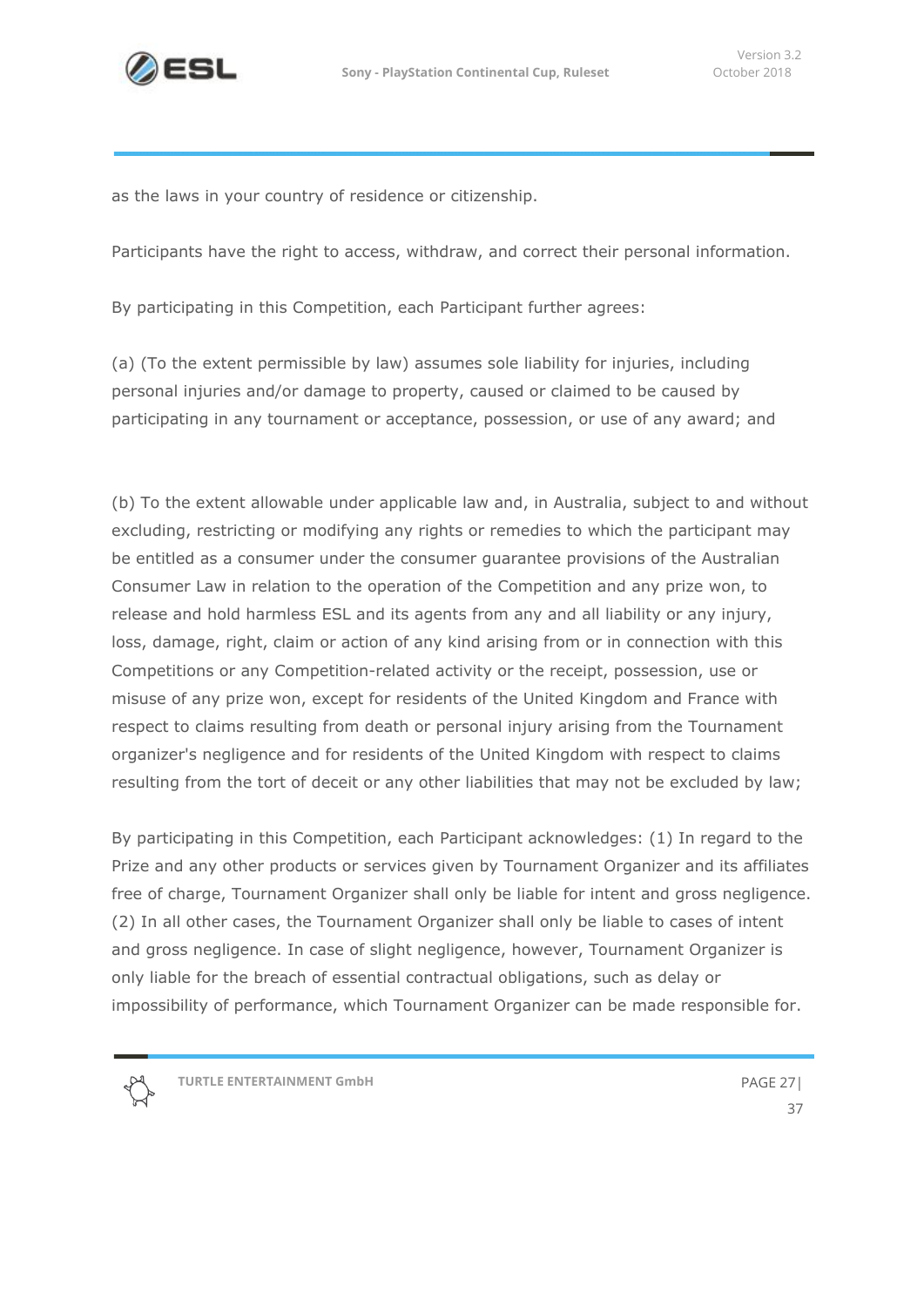as the laws in your country of residence or citizenship.

Participants have the right to access, withdraw, and correct their personal information.

By participating in this Competition, each Participant further agrees:

(a) (To the extent permissible by law) assumes sole liability for injuries, including personal injuries and/or damage to property, caused or claimed to be caused by participating in any tournament or acceptance, possession, or use of any award; and

(b) To the extent allowable under applicable law and, in Australia, subject to and without excluding, restricting or modifying any rights or remedies to which the participant may be entitled as a consumer under the consumer guarantee provisions of the Australian Consumer Law in relation to the operation of the Competition and any prize won, to release and hold harmless ESL and its agents from any and all liability or any injury, loss, damage, right, claim or action of any kind arising from or in connection with this Competitions or any Competition-related activity or the receipt, possession, use or misuse of any prize won, except for residents of the United Kingdom and France with respect to claims resulting from death or personal injury arising from the Tournament organizer's negligence and for residents of the United Kingdom with respect to claims resulting from the tort of deceit or any other liabilities that may not be excluded by law;

By participating in this Competition, each Participant acknowledges: (1) In regard to the Prize and any other products or services given by Tournament Organizer and its affiliates free of charge, Tournament Organizer shall only be liable for intent and gross negligence. (2) In all other cases, the Tournament Organizer shall only be liable to cases of intent and gross negligence. In case of slight negligence, however, Tournament Organizer is only liable for the breach of essential contractual obligations, such as delay or impossibility of performance, which Tournament Organizer can be made responsible for.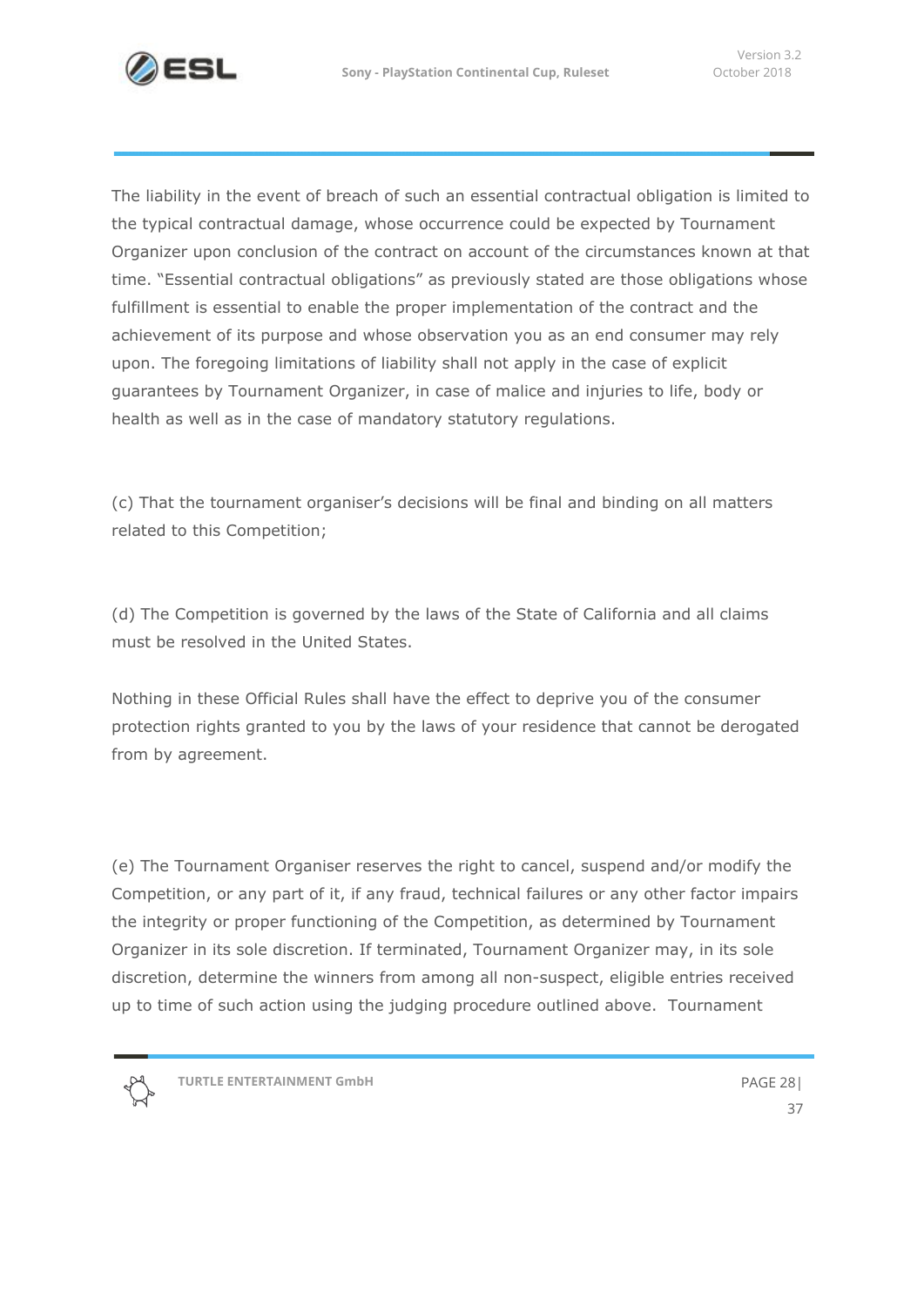The liability in the event of breach of such an essential contractual obligation is limited to the typical contractual damage, whose occurrence could be expected by Tournament Organizer upon conclusion of the contract on account of the circumstances known at that time. "Essential contractual obligations" as previously stated are those obligations whose fulfillment is essential to enable the proper implementation of the contract and the achievement of its purpose and whose observation you as an end consumer may rely upon. The foregoing limitations of liability shall not apply in the case of explicit guarantees by Tournament Organizer, in case of malice and injuries to life, body or health as well as in the case of mandatory statutory regulations.

(c) That the tournament organiser's decisions will be final and binding on all matters related to this Competition;

(d) The Competition is governed by the laws of the State of California and all claims must be resolved in the United States.

Nothing in these Official Rules shall have the effect to deprive you of the consumer protection rights granted to you by the laws of your residence that cannot be derogated from by agreement.

(e) The Tournament Organiser reserves the right to cancel, suspend and/or modify the Competition, or any part of it, if any fraud, technical failures or any other factor impairs the integrity or proper functioning of the Competition, as determined by Tournament Organizer in its sole discretion. If terminated, Tournament Organizer may, in its sole discretion, determine the winners from among all non-suspect, eligible entries received up to time of such action using the judging procedure outlined above. Tournament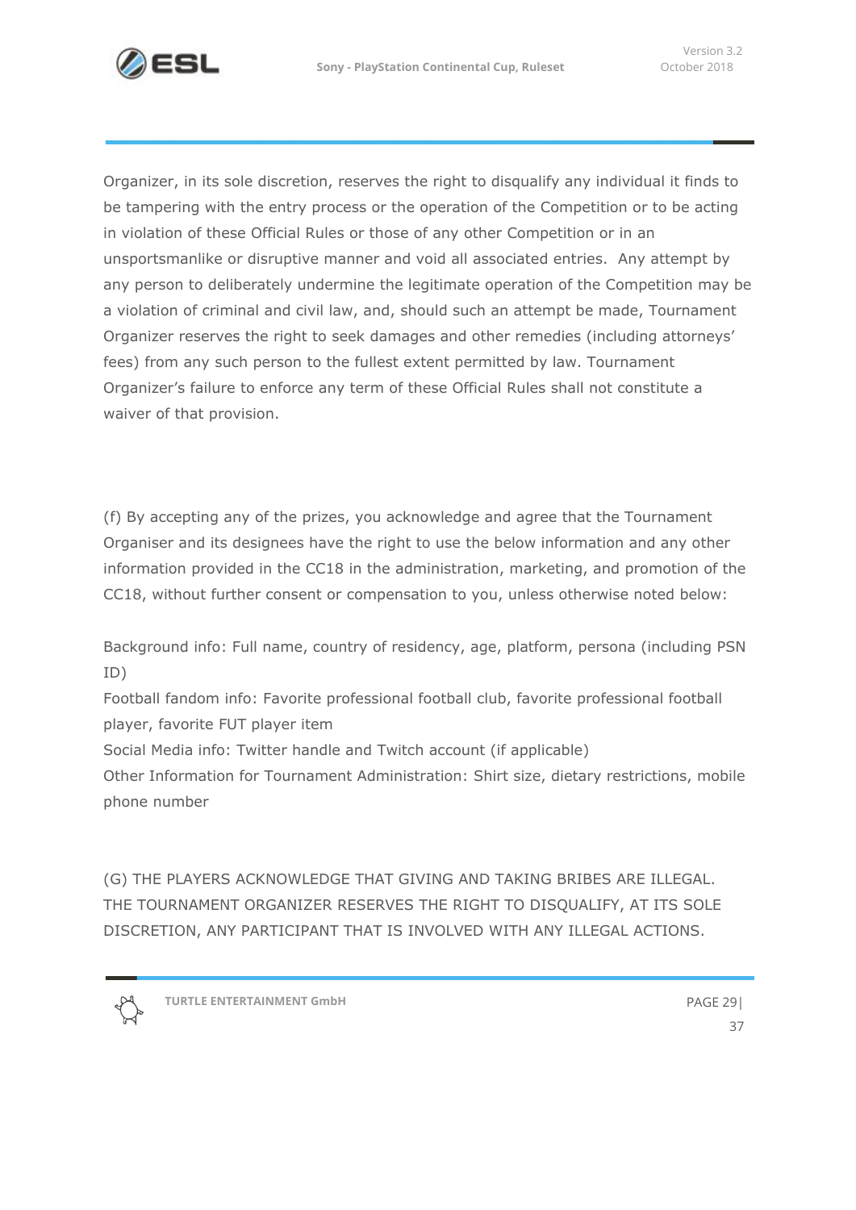Organizer, in its sole discretion, reserves the right to disqualify any individual it finds to be tampering with the entry process or the operation of the Competition or to be acting in violation of these Official Rules or those of any other Competition or in an unsportsmanlike or disruptive manner and void all associated entries. Any attempt by any person to deliberately undermine the legitimate operation of the Competition may be a violation of criminal and civil law, and, should such an attempt be made, Tournament Organizer reserves the right to seek damages and other remedies (including attorneys' fees) from any such person to the fullest extent permitted by law. Tournament Organizer's failure to enforce any term of these Official Rules shall not constitute a waiver of that provision.

(f) By accepting any of the prizes, you acknowledge and agree that the Tournament Organiser and its designees have the right to use the below information and any other information provided in the CC18 in the administration, marketing, and promotion of the CC18, without further consent or compensation to you, unless otherwise noted below:

Background info: Full name, country of residency, age, platform, persona (including PSN ID)
Football fandom info: Favorite professional football club, favorite professional football player, favorite FUT player item
Social Media info: Twitter handle and Twitch account (if applicable)
Other Information for Tournament Administration: Shirt size, dietary restrictions, mobile phone number

(G) THE PLAYERS ACKNOWLEDGE THAT GIVING AND TAKING BRIBES ARE ILLEGAL. THE TOURNAMENT ORGANIZER RESERVES THE RIGHT TO DISQUALIFY, AT ITS SOLE DISCRETION, ANY PARTICIPANT THAT IS INVOLVED WITH ANY ILLEGAL ACTIONS.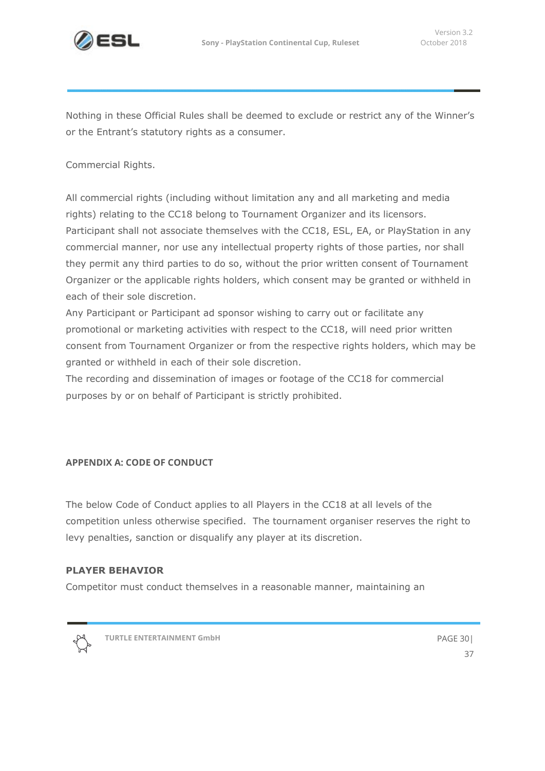Nothing in these Official Rules shall be deemed to exclude or restrict any of the Winner's or the Entrant's statutory rights as a consumer.

Commercial Rights.

All commercial rights (including without limitation any and all marketing and media rights) relating to the CC18 belong to Tournament Organizer and its licensors. Participant shall not associate themselves with the CC18, ESL, EA, or PlayStation in any commercial manner, nor use any intellectual property rights of those parties, nor shall they permit any third parties to do so, without the prior written consent of Tournament Organizer or the applicable rights holders, which consent may be granted or withheld in each of their sole discretion.

Any Participant or Participant ad sponsor wishing to carry out or facilitate any promotional or marketing activities with respect to the CC18, will need prior written consent from Tournament Organizer or from the respective rights holders, which may be granted or withheld in each of their sole discretion.

The recording and dissemination of images or footage of the CC18 for commercial purposes by or on behalf of Participant is strictly prohibited.

## APPENDIX A: CODE OF CONDUCT

The below Code of Conduct applies to all Players in the CC18 at all levels of the competition unless otherwise specified. The tournament organiser reserves the right to levy penalties, sanction or disqualify any player at its discretion.

**PLAYER BEHAVIOR**

Competitor must conduct themselves in a reasonable manner, maintaining an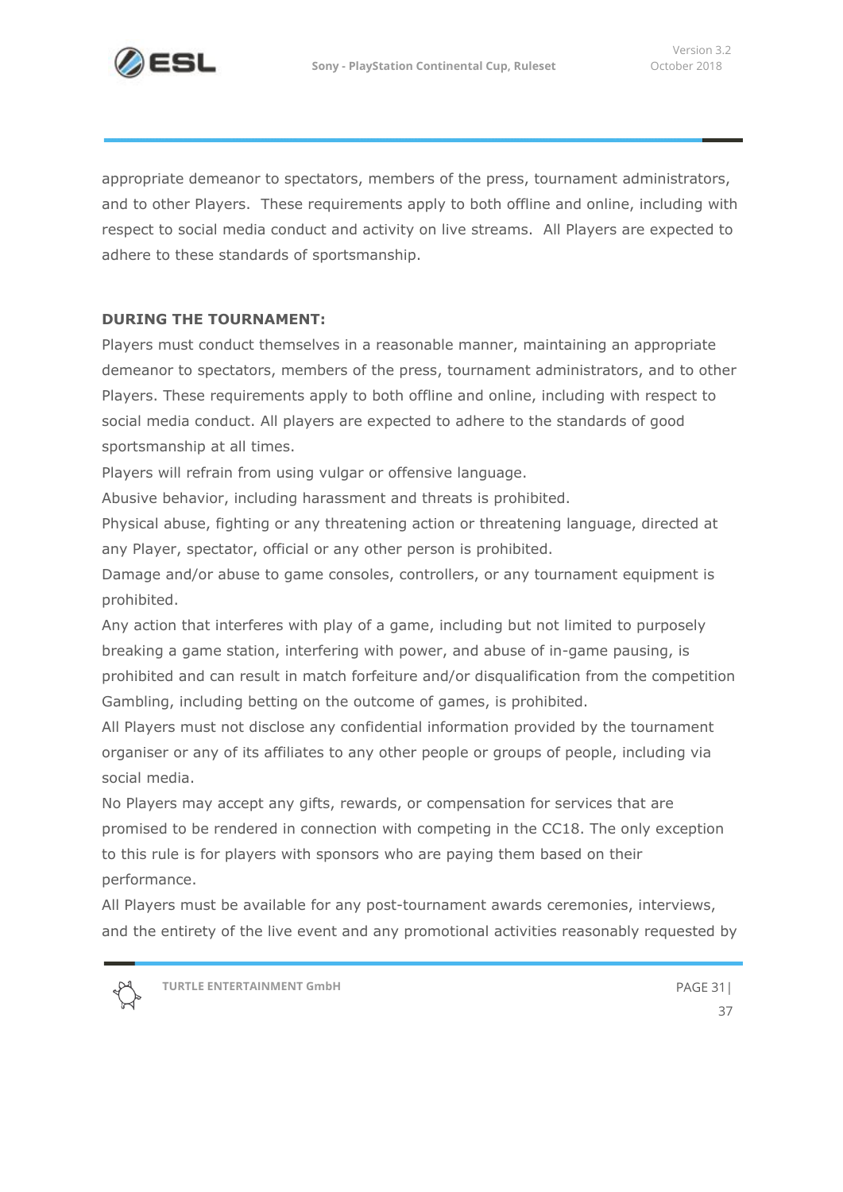appropriate demeanor to spectators, members of the press, tournament administrators, and to other Players. These requirements apply to both offline and online, including with respect to social media conduct and activity on live streams. All Players are expected to adhere to these standards of sportsmanship.

**DURING THE TOURNAMENT:**

Players must conduct themselves in a reasonable manner, maintaining an appropriate demeanor to spectators, members of the press, tournament administrators, and to other Players. These requirements apply to both offline and online, including with respect to social media conduct. All players are expected to adhere to the standards of good sportsmanship at all times.

Players will refrain from using vulgar or offensive language.

Abusive behavior, including harassment and threats is prohibited.

Physical abuse, fighting or any threatening action or threatening language, directed at any Player, spectator, official or any other person is prohibited.

Damage and/or abuse to game consoles, controllers, or any tournament equipment is prohibited.

Any action that interferes with play of a game, including but not limited to purposely breaking a game station, interfering with power, and abuse of in-game pausing, is prohibited and can result in match forfeiture and/or disqualification from the competition

Gambling, including betting on the outcome of games, is prohibited.

All Players must not disclose any confidential information provided by the tournament organiser or any of its affiliates to any other people or groups of people, including via social media.

No Players may accept any gifts, rewards, or compensation for services that are promised to be rendered in connection with competing in the CC18. The only exception to this rule is for players with sponsors who are paying them based on their performance.

All Players must be available for any post-tournament awards ceremonies, interviews, and the entirety of the live event and any promotional activities reasonably requested by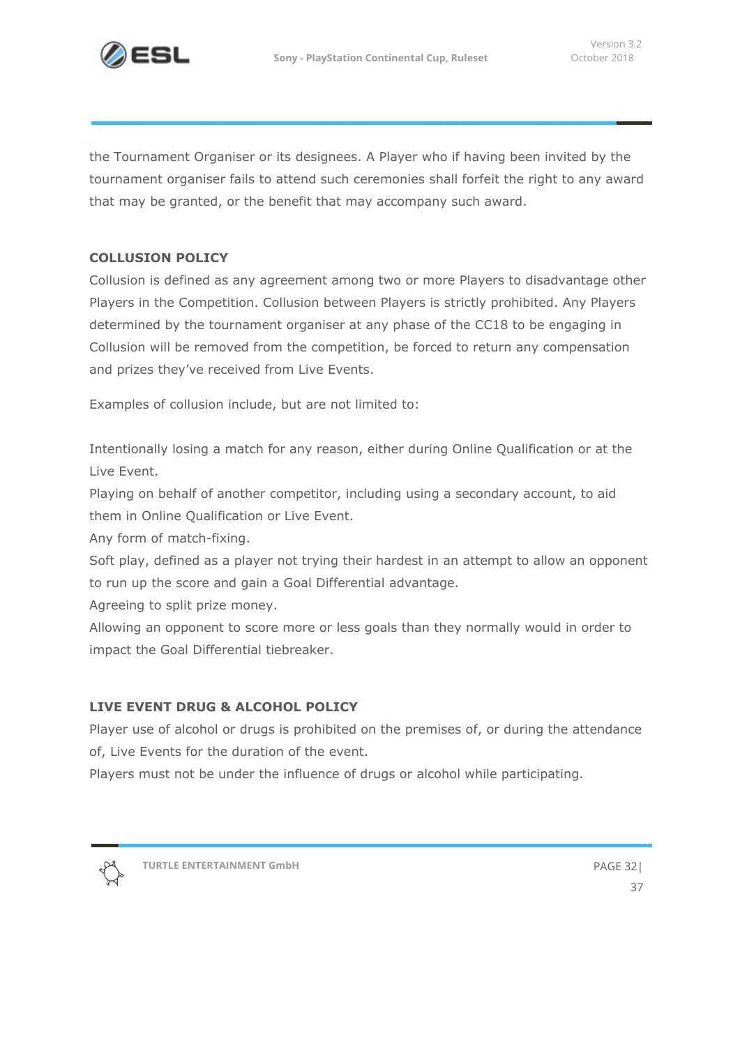the Tournament Organiser or its designees. A Player who if having been invited by the tournament organiser fails to attend such ceremonies shall forfeit the right to any award that may be granted, or the benefit that may accompany such award.

**COLLUSION POLICY**

Collusion is defined as any agreement among two or more Players to disadvantage other Players in the Competition. Collusion between Players is strictly prohibited. Any Players determined by the tournament organiser at any phase of the CC18 to be engaging in Collusion will be removed from the competition, be forced to return any compensation and prizes they've received from Live Events.

Examples of collusion include, but are not limited to:

Intentionally losing a match for any reason, either during Online Qualification or at the Live Event.
Playing on behalf of another competitor, including using a secondary account, to aid them in Online Qualification or Live Event.
Any form of match-fixing.
Soft play, defined as a player not trying their hardest in an attempt to allow an opponent to run up the score and gain a Goal Differential advantage.
Agreeing to split prize money.
Allowing an opponent to score more or less goals than they normally would in order to impact the Goal Differential tiebreaker.

**LIVE EVENT DRUG & ALCOHOL POLICY**

Player use of alcohol or drugs is prohibited on the premises of, or during the attendance of, Live Events for the duration of the event.
Players must not be under the influence of drugs or alcohol while participating.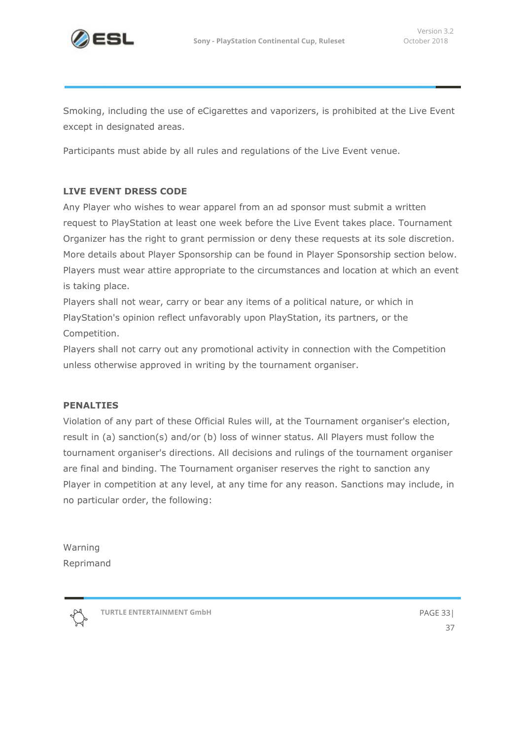Smoking, including the use of eCigarettes and vaporizers, is prohibited at the Live Event except in designated areas.

Participants must abide by all rules and regulations of the Live Event venue.

**LIVE EVENT DRESS CODE**

Any Player who wishes to wear apparel from an ad sponsor must submit a written request to PlayStation at least one week before the Live Event takes place. Tournament Organizer has the right to grant permission or deny these requests at its sole discretion. More details about Player Sponsorship can be found in Player Sponsorship section below.
Players must wear attire appropriate to the circumstances and location at which an event is taking place.
Players shall not wear, carry or bear any items of a political nature, or which in PlayStation's opinion reflect unfavorably upon PlayStation, its partners, or the Competition.
Players shall not carry out any promotional activity in connection with the Competition unless otherwise approved in writing by the tournament organiser.

**PENALTIES**

Violation of any part of these Official Rules will, at the Tournament organiser's election, result in (a) sanction(s) and/or (b) loss of winner status. All Players must follow the tournament organiser's directions. All decisions and rulings of the tournament organiser are final and binding. The Tournament organiser reserves the right to sanction any Player in competition at any level, at any time for any reason. Sanctions may include, in no particular order, the following:

Warning
Reprimand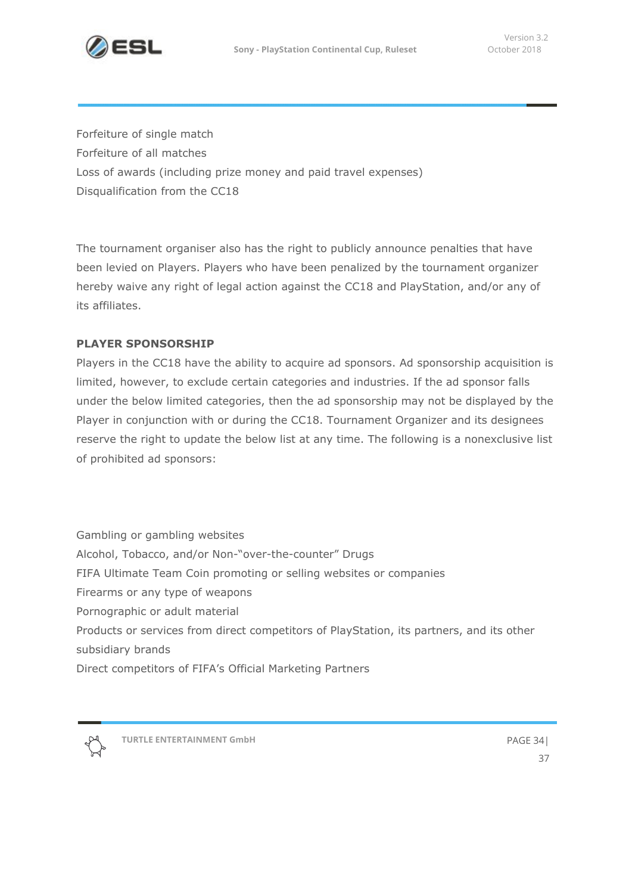Forfeiture of single match
Forfeiture of all matches
Loss of awards (including prize money and paid travel expenses)
Disqualification from the CC18

The tournament organiser also has the right to publicly announce penalties that have been levied on Players. Players who have been penalized by the tournament organizer hereby waive any right of legal action against the CC18 and PlayStation, and/or any of its affiliates.

**PLAYER SPONSORSHIP**

Players in the CC18 have the ability to acquire ad sponsors. Ad sponsorship acquisition is limited, however, to exclude certain categories and industries. If the ad sponsor falls under the below limited categories, then the ad sponsorship may not be displayed by the Player in conjunction with or during the CC18. Tournament Organizer and its designees reserve the right to update the below list at any time. The following is a nonexclusive list of prohibited ad sponsors:

Gambling or gambling websites
Alcohol, Tobacco, and/or Non-"over-the-counter" Drugs
FIFA Ultimate Team Coin promoting or selling websites or companies
Firearms or any type of weapons
Pornographic or adult material
Products or services from direct competitors of PlayStation, its partners, and its other subsidiary brands
Direct competitors of FIFA's Official Marketing Partners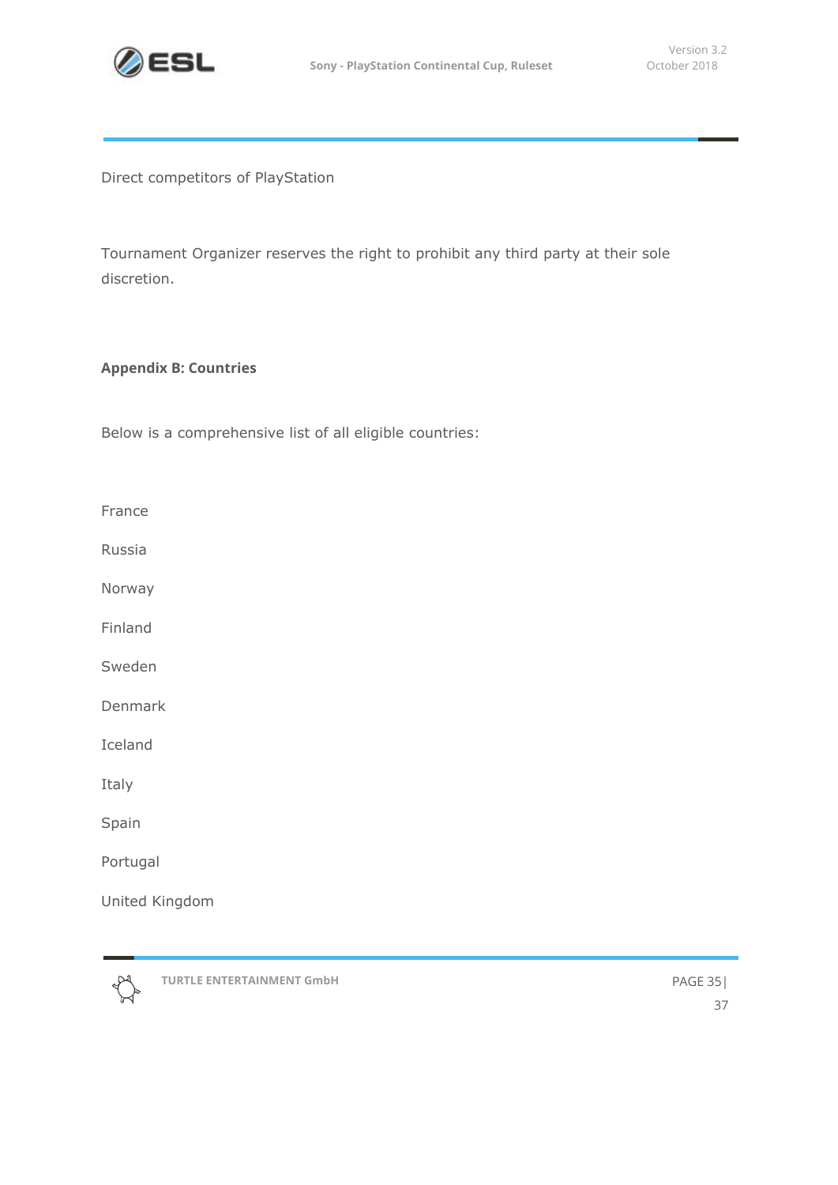Direct competitors of PlayStation

Tournament Organizer reserves the right to prohibit any third party at their sole discretion.

**Appendix B: Countries**

Below is a comprehensive list of all eligible countries:

France

Russia

Norway

Finland

Sweden

Denmark

Iceland

Italy

Spain

Portugal

United Kingdom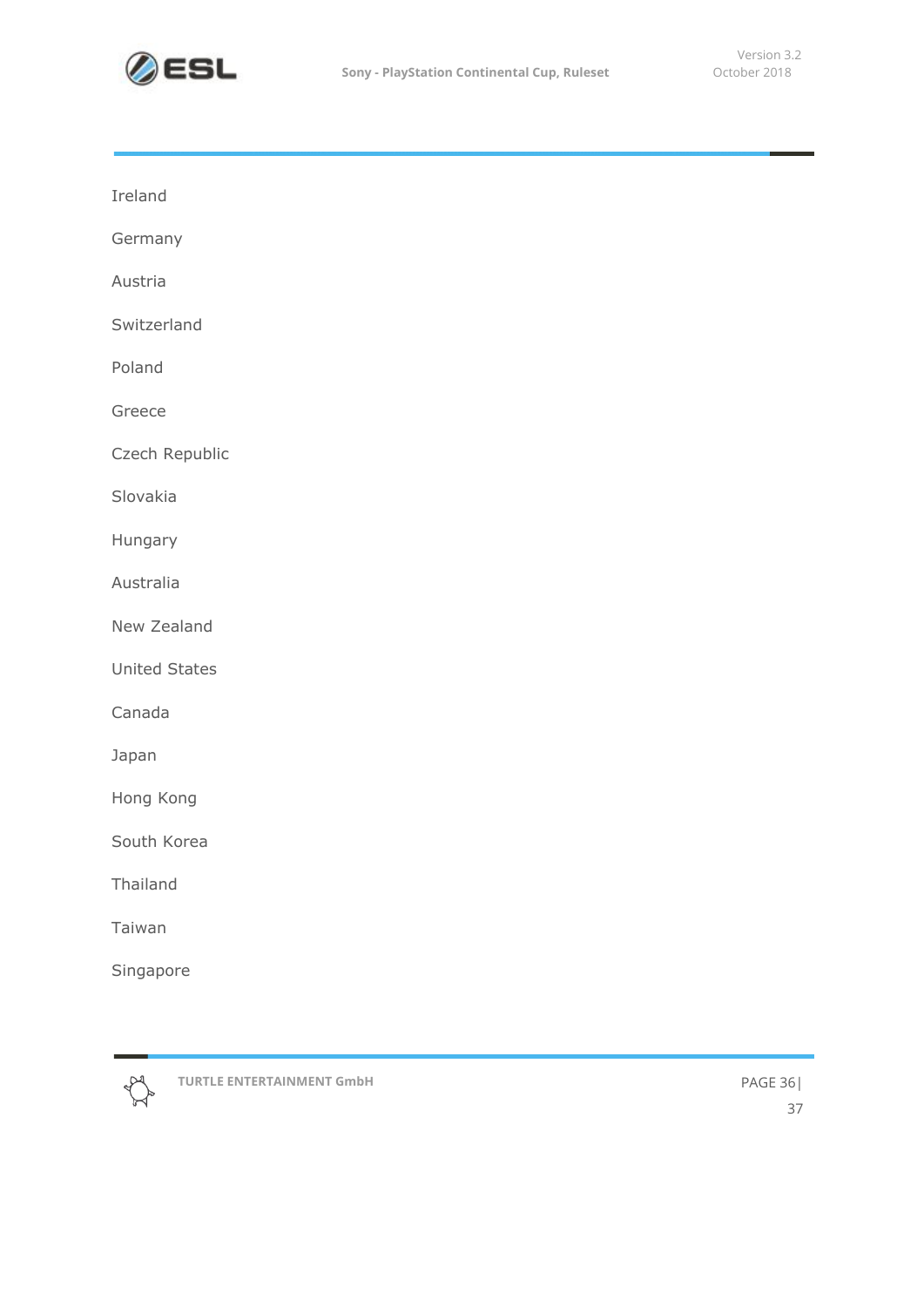Ireland

Germany

Austria

Switzerland

Poland

Greece

Czech Republic

Slovakia

Hungary

Australia

New Zealand

United States

Canada

Japan

Hong Kong

South Korea

Thailand

Taiwan

Singapore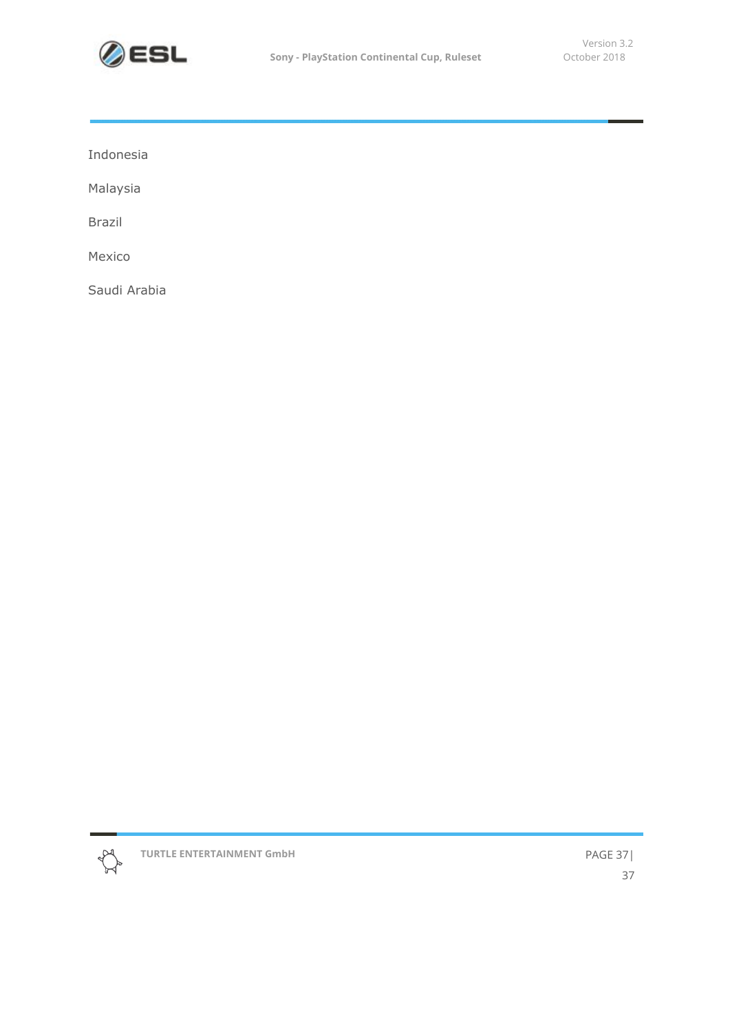Indonesia

Malaysia

Brazil

Mexico

Saudi Arabia